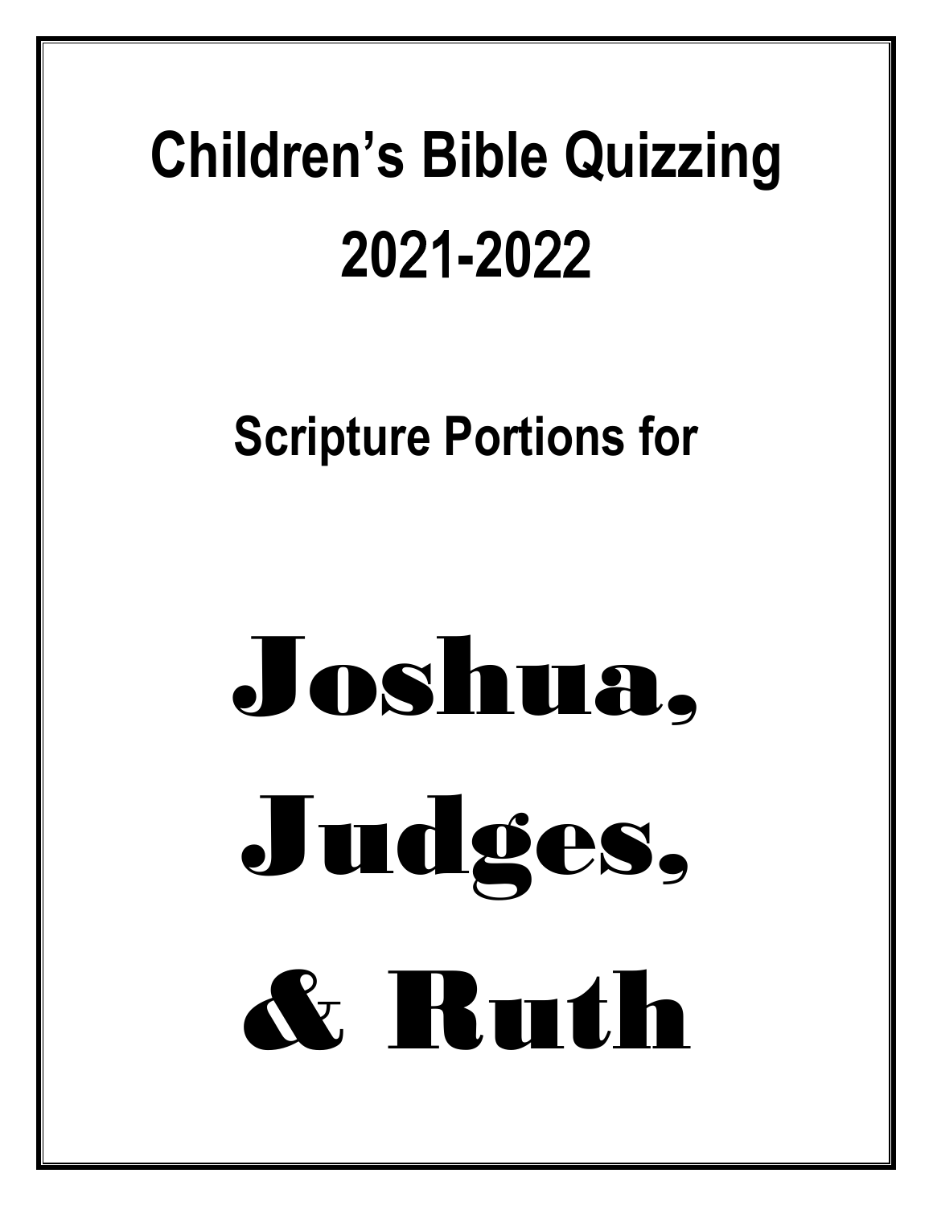# Children's Bible Quizzing

# 2021-2022

## Scripture Portions for

# Joshua, Judges, & Ruth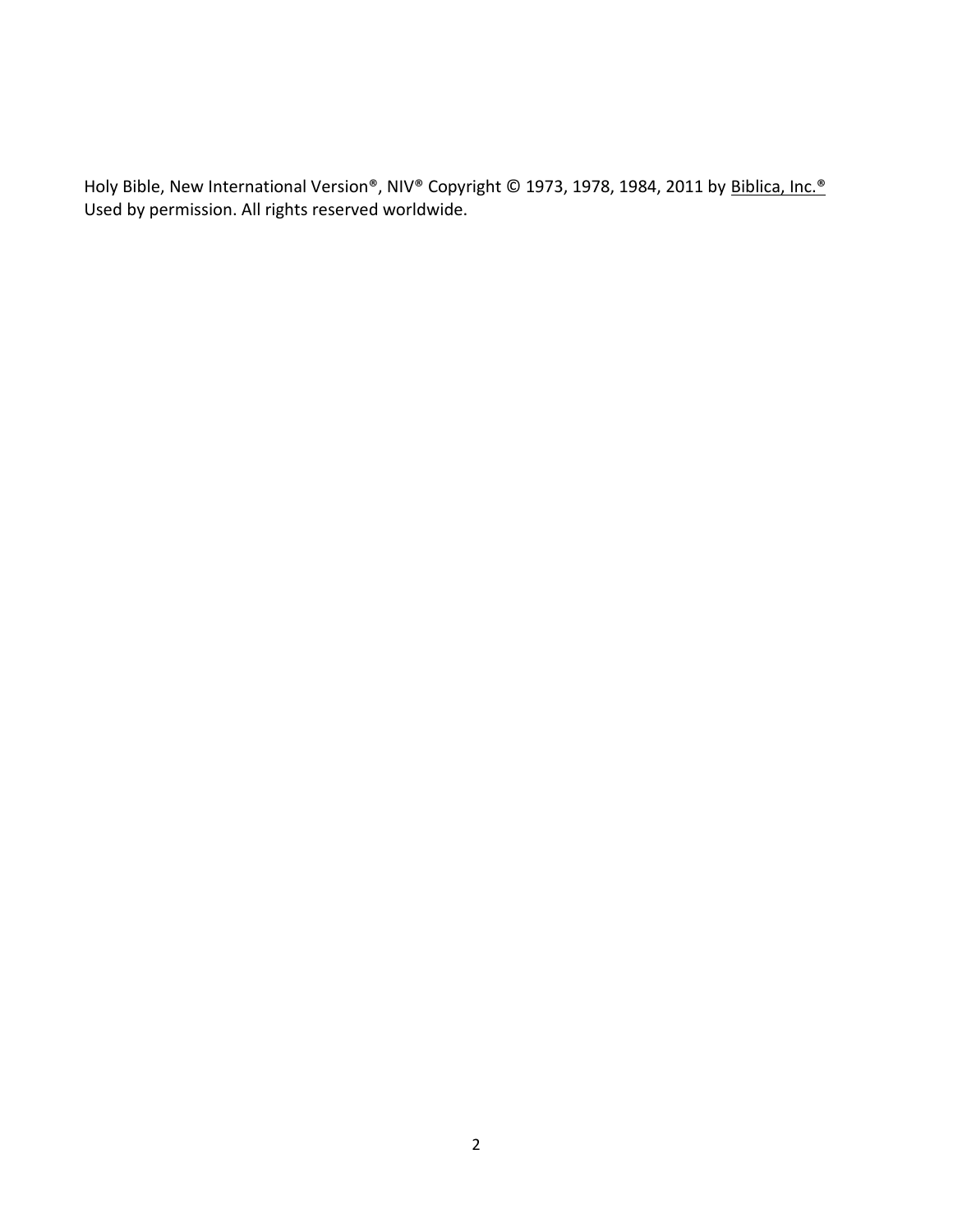Holy Bible, New International Version®, NIV® Copyright © 1973, 1978, 1984, 2011 by Biblica, Inc.®
Used by permission. All rights reserved worldwide.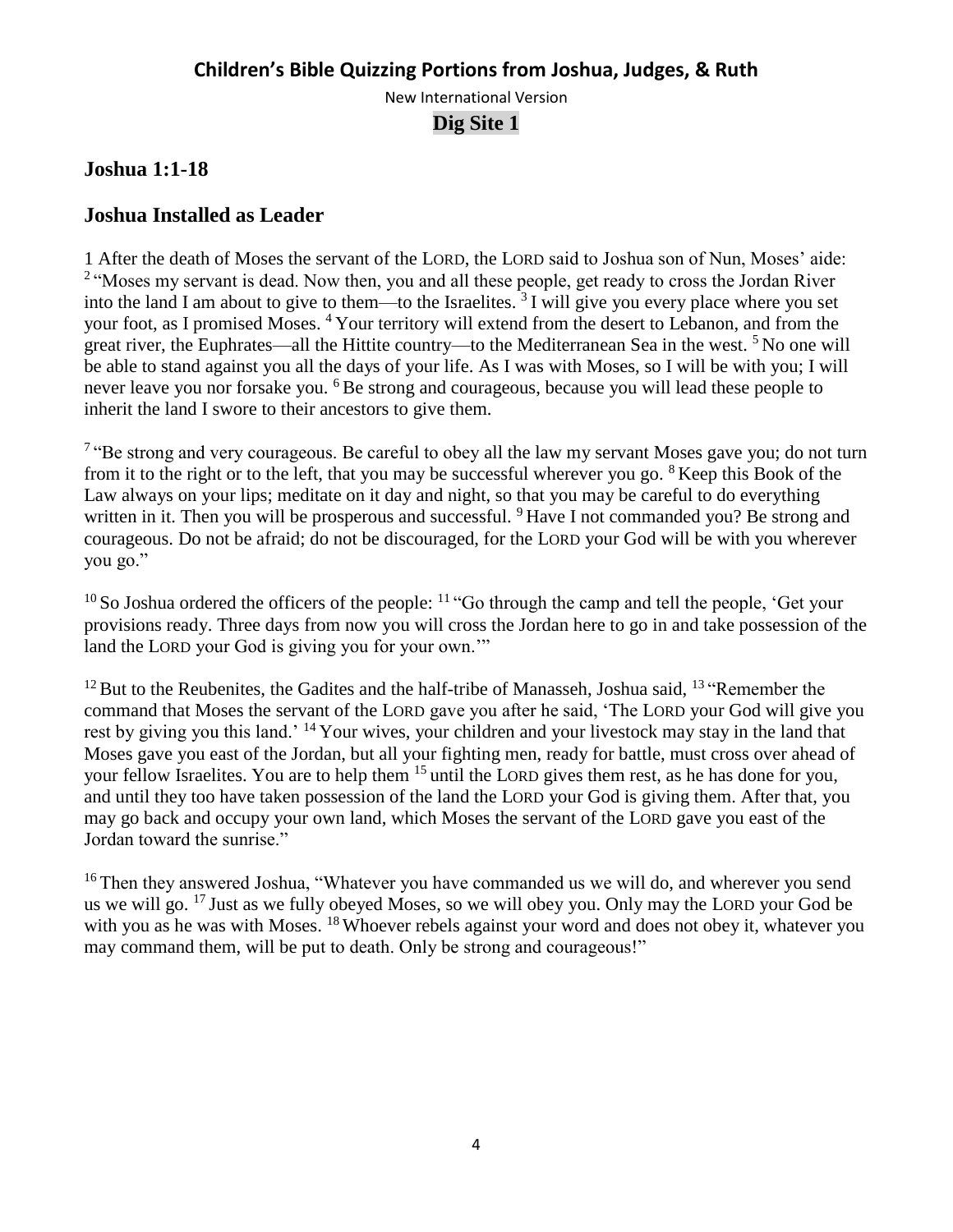# Children's Bible Quizzing Portions from Joshua, Judges, & Ruth

New International Version

**Dig Site 1**

## Joshua 1:1-18

## Joshua Installed as Leader

1 After the death of Moses the servant of the LORD, the LORD said to Joshua son of Nun, Moses' aide: [2] "Moses my servant is dead. Now then, you and all these people, get ready to cross the Jordan River into the land I am about to give to them—to the Israelites. [3] I will give you every place where you set your foot, as I promised Moses. [4] Your territory will extend from the desert to Lebanon, and from the great river, the Euphrates—all the Hittite country—to the Mediterranean Sea in the west. [5] No one will be able to stand against you all the days of your life. As I was with Moses, so I will be with you; I will never leave you nor forsake you. [6] Be strong and courageous, because you will lead these people to inherit the land I swore to their ancestors to give them.

[7] "Be strong and very courageous. Be careful to obey all the law my servant Moses gave you; do not turn from it to the right or to the left, that you may be successful wherever you go. [8] Keep this Book of the Law always on your lips; meditate on it day and night, so that you may be careful to do everything written in it. Then you will be prosperous and successful. [9] Have I not commanded you? Be strong and courageous. Do not be afraid; do not be discouraged, for the LORD your God will be with you wherever you go."

[10] So Joshua ordered the officers of the people: [11] "Go through the camp and tell the people, 'Get your provisions ready. Three days from now you will cross the Jordan here to go in and take possession of the land the LORD your God is giving you for your own.'"

[12] But to the Reubenites, the Gadites and the half-tribe of Manasseh, Joshua said, [13] "Remember the command that Moses the servant of the LORD gave you after he said, 'The LORD your God will give you rest by giving you this land.' [14] Your wives, your children and your livestock may stay in the land that Moses gave you east of the Jordan, but all your fighting men, ready for battle, must cross over ahead of your fellow Israelites. You are to help them [15] until the LORD gives them rest, as he has done for you, and until they too have taken possession of the land the LORD your God is giving them. After that, you may go back and occupy your own land, which Moses the servant of the LORD gave you east of the Jordan toward the sunrise."

[16] Then they answered Joshua, "Whatever you have commanded us we will do, and wherever you send us we will go. [17] Just as we fully obeyed Moses, so we will obey you. Only may the LORD your God be with you as he was with Moses. [18] Whoever rebels against your word and does not obey it, whatever you may command them, will be put to death. Only be strong and courageous!"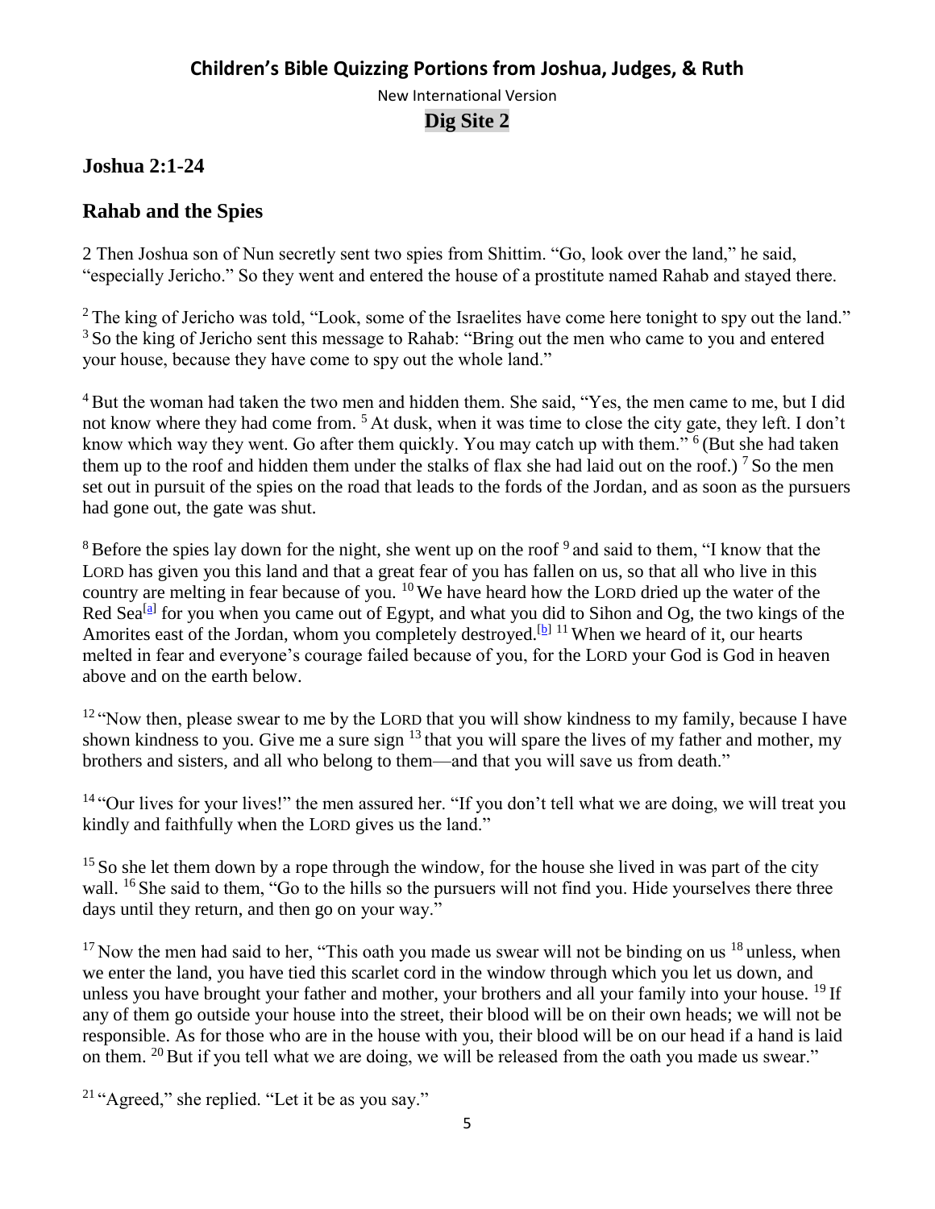# Children's Bible Quizzing Portions from Joshua, Judges, & Ruth

New International Version

**Dig Site 2**

## Joshua 2:1-24

## Rahab and the Spies

2 Then Joshua son of Nun secretly sent two spies from Shittim. "Go, look over the land," he said, "especially Jericho." So they went and entered the house of a prostitute named Rahab and stayed there.

2 The king of Jericho was told, "Look, some of the Israelites have come here tonight to spy out the land." 3 So the king of Jericho sent this message to Rahab: "Bring out the men who came to you and entered your house, because they have come to spy out the whole land."

4 But the woman had taken the two men and hidden them. She said, "Yes, the men came to me, but I did not know where they had come from. 5 At dusk, when it was time to close the city gate, they left. I don't know which way they went. Go after them quickly. You may catch up with them." 6 (But she had taken them up to the roof and hidden them under the stalks of flax she had laid out on the roof.) 7 So the men set out in pursuit of the spies on the road that leads to the fords of the Jordan, and as soon as the pursuers had gone out, the gate was shut.

8 Before the spies lay down for the night, she went up on the roof 9 and said to them, "I know that the LORD has given you this land and that a great fear of you has fallen on us, so that all who live in this country are melting in fear because of you. 10 We have heard how the LORD dried up the water of the Red Sea[a] for you when you came out of Egypt, and what you did to Sihon and Og, the two kings of the Amorites east of the Jordan, whom you completely destroyed.[b] 11 When we heard of it, our hearts melted in fear and everyone's courage failed because of you, for the LORD your God is God in heaven above and on the earth below.

12 "Now then, please swear to me by the LORD that you will show kindness to my family, because I have shown kindness to you. Give me a sure sign 13 that you will spare the lives of my father and mother, my brothers and sisters, and all who belong to them—and that you will save us from death."

14 "Our lives for your lives!" the men assured her. "If you don't tell what we are doing, we will treat you kindly and faithfully when the LORD gives us the land."

15 So she let them down by a rope through the window, for the house she lived in was part of the city wall. 16 She said to them, "Go to the hills so the pursuers will not find you. Hide yourselves there three days until they return, and then go on your way."

17 Now the men had said to her, "This oath you made us swear will not be binding on us 18 unless, when we enter the land, you have tied this scarlet cord in the window through which you let us down, and unless you have brought your father and mother, your brothers and all your family into your house. 19 If any of them go outside your house into the street, their blood will be on their own heads; we will not be responsible. As for those who are in the house with you, their blood will be on our head if a hand is laid on them. 20 But if you tell what we are doing, we will be released from the oath you made us swear."

21 "Agreed," she replied. "Let it be as you say."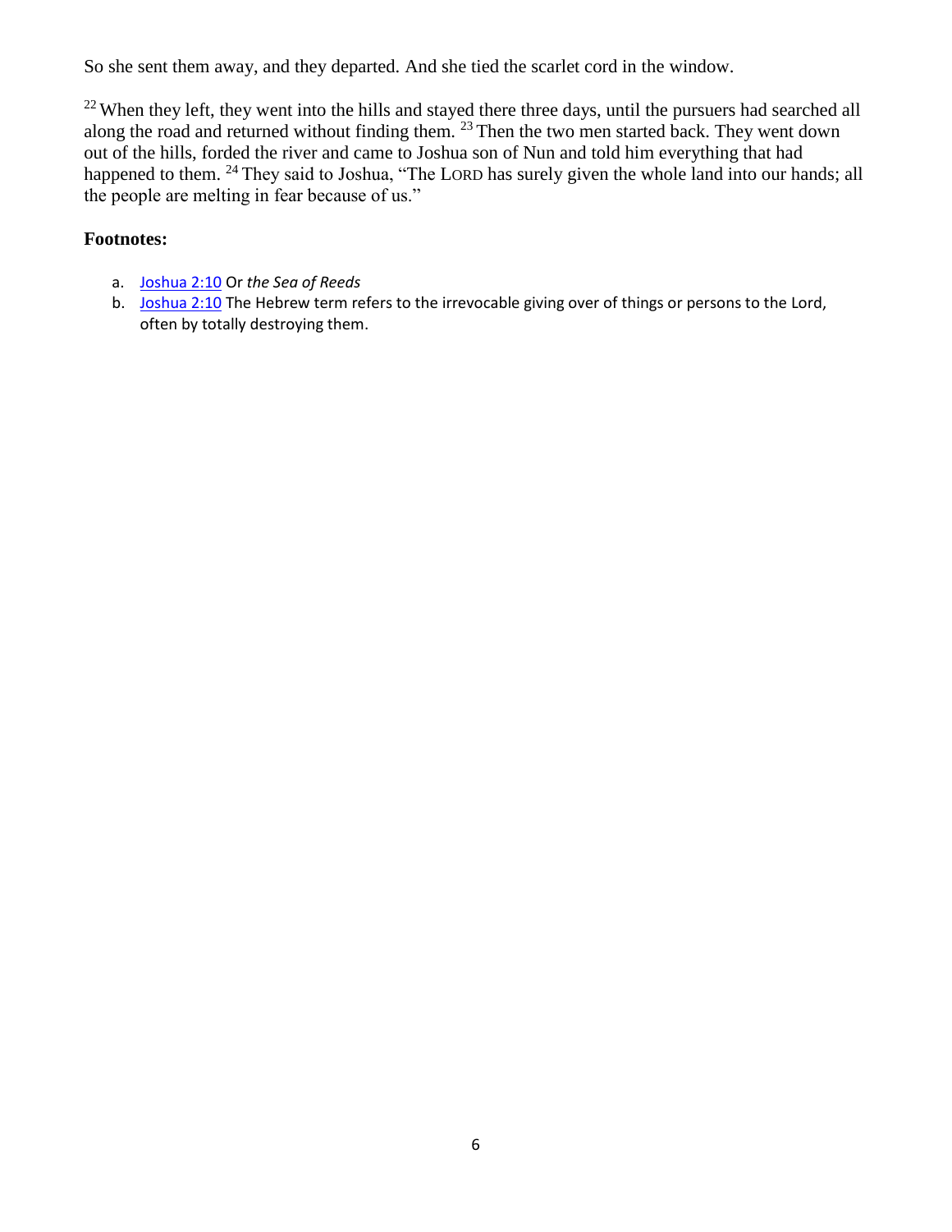So she sent them away, and they departed. And she tied the scarlet cord in the window.

[22] When they left, they went into the hills and stayed there three days, until the pursuers had searched all along the road and returned without finding them. [23] Then the two men started back. They went down out of the hills, forded the river and came to Joshua son of Nun and told him everything that had happened to them. [24] They said to Joshua, "The LORD has surely given the whole land into our hands; all the people are melting in fear because of us."

**Footnotes:**

a. Joshua 2:10 Or *the Sea of Reeds*
b. Joshua 2:10 The Hebrew term refers to the irrevocable giving over of things or persons to the Lord, often by totally destroying them.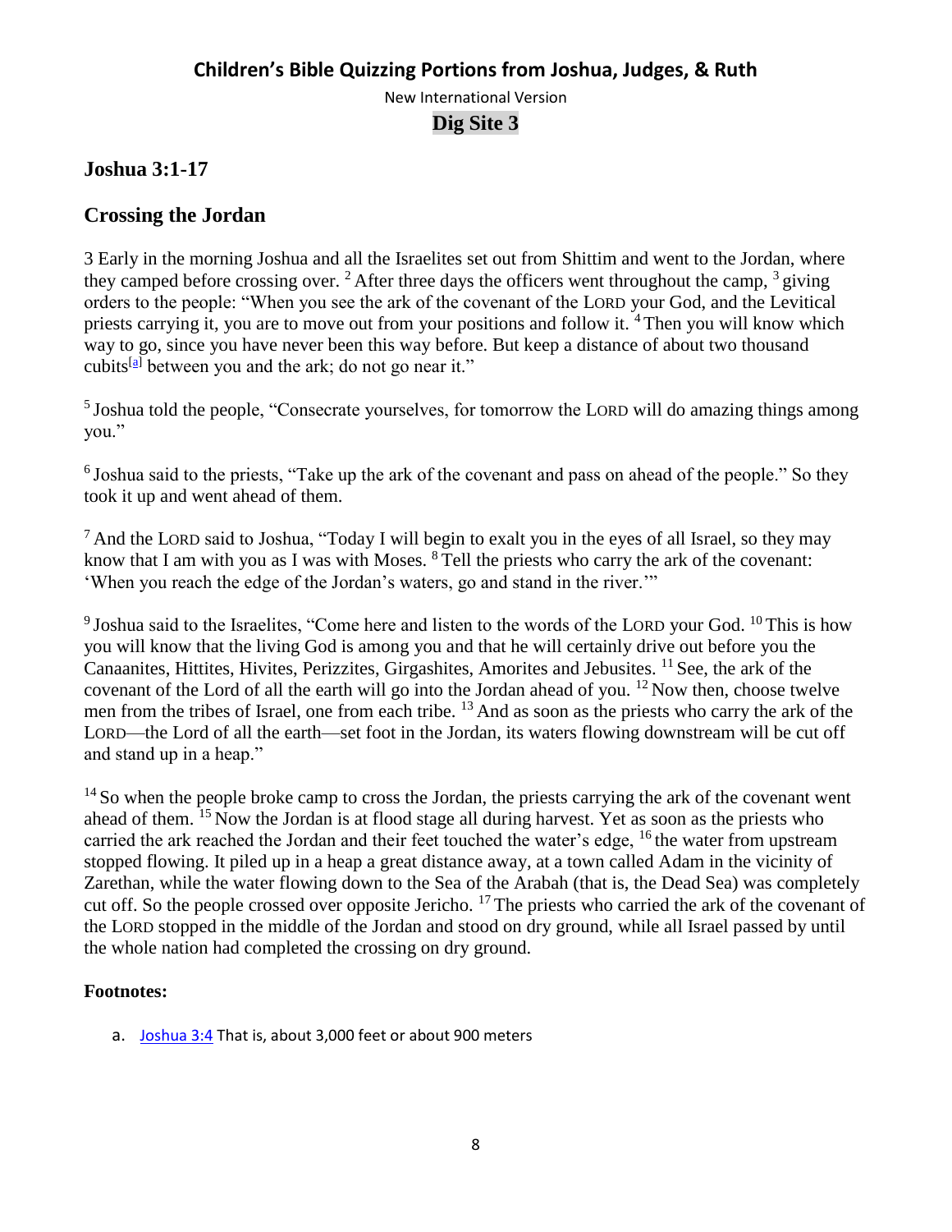# Children's Bible Quizzing Portions from Joshua, Judges, & Ruth

New International Version

**Dig Site 3**

## Joshua 3:1-17

## Crossing the Jordan

3 Early in the morning Joshua and all the Israelites set out from Shittim and went to the Jordan, where they camped before crossing over. [2] After three days the officers went throughout the camp, [3] giving orders to the people: "When you see the ark of the covenant of the LORD your God, and the Levitical priests carrying it, you are to move out from your positions and follow it. [4] Then you will know which way to go, since you have never been this way before. But keep a distance of about two thousand cubits[a] between you and the ark; do not go near it."

[5] Joshua told the people, "Consecrate yourselves, for tomorrow the LORD will do amazing things among you."

[6] Joshua said to the priests, "Take up the ark of the covenant and pass on ahead of the people." So they took it up and went ahead of them.

[7] And the LORD said to Joshua, "Today I will begin to exalt you in the eyes of all Israel, so they may know that I am with you as I was with Moses. [8] Tell the priests who carry the ark of the covenant: 'When you reach the edge of the Jordan's waters, go and stand in the river.'"

[9] Joshua said to the Israelites, "Come here and listen to the words of the LORD your God. [10] This is how you will know that the living God is among you and that he will certainly drive out before you the Canaanites, Hittites, Hivites, Perizzites, Girgashites, Amorites and Jebusites. [11] See, the ark of the covenant of the Lord of all the earth will go into the Jordan ahead of you. [12] Now then, choose twelve men from the tribes of Israel, one from each tribe. [13] And as soon as the priests who carry the ark of the LORD—the Lord of all the earth—set foot in the Jordan, its waters flowing downstream will be cut off and stand up in a heap."

[14] So when the people broke camp to cross the Jordan, the priests carrying the ark of the covenant went ahead of them. [15] Now the Jordan is at flood stage all during harvest. Yet as soon as the priests who carried the ark reached the Jordan and their feet touched the water's edge, [16] the water from upstream stopped flowing. It piled up in a heap a great distance away, at a town called Adam in the vicinity of Zarethan, while the water flowing down to the Sea of the Arabah (that is, the Dead Sea) was completely cut off. So the people crossed over opposite Jericho. [17] The priests who carried the ark of the covenant of the LORD stopped in the middle of the Jordan and stood on dry ground, while all Israel passed by until the whole nation had completed the crossing on dry ground.

**Footnotes:**

a. Joshua 3:4 That is, about 3,000 feet or about 900 meters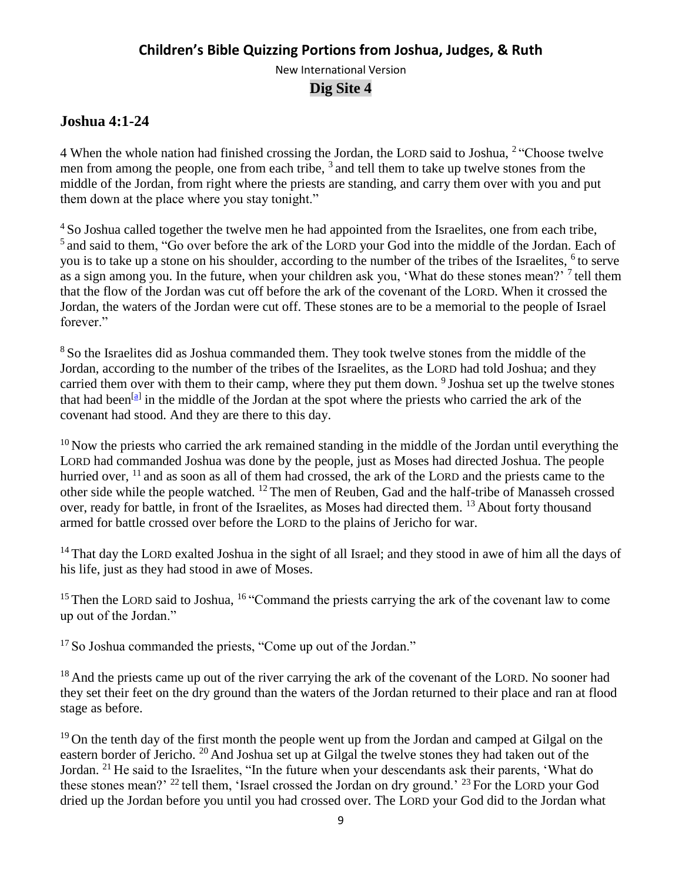## Children's Bible Quizzing Portions from Joshua, Judges, & Ruth

New International Version

**Dig Site 4**

### Joshua 4:1-24

4 When the whole nation had finished crossing the Jordan, the LORD said to Joshua, [2] "Choose twelve men from among the people, one from each tribe, [3] and tell them to take up twelve stones from the middle of the Jordan, from right where the priests are standing, and carry them over with you and put them down at the place where you stay tonight."

[4] So Joshua called together the twelve men he had appointed from the Israelites, one from each tribe, [5] and said to them, "Go over before the ark of the LORD your God into the middle of the Jordan. Each of you is to take up a stone on his shoulder, according to the number of the tribes of the Israelites, [6] to serve as a sign among you. In the future, when your children ask you, 'What do these stones mean?' [7] tell them that the flow of the Jordan was cut off before the ark of the covenant of the LORD. When it crossed the Jordan, the waters of the Jordan were cut off. These stones are to be a memorial to the people of Israel forever."

[8] So the Israelites did as Joshua commanded them. They took twelve stones from the middle of the Jordan, according to the number of the tribes of the Israelites, as the LORD had told Joshua; and they carried them over with them to their camp, where they put them down. [9] Joshua set up the twelve stones that had been[a] in the middle of the Jordan at the spot where the priests who carried the ark of the covenant had stood. And they are there to this day.

[10] Now the priests who carried the ark remained standing in the middle of the Jordan until everything the LORD had commanded Joshua was done by the people, just as Moses had directed Joshua. The people hurried over, [11] and as soon as all of them had crossed, the ark of the LORD and the priests came to the other side while the people watched. [12] The men of Reuben, Gad and the half-tribe of Manasseh crossed over, ready for battle, in front of the Israelites, as Moses had directed them. [13] About forty thousand armed for battle crossed over before the LORD to the plains of Jericho for war.

[14] That day the LORD exalted Joshua in the sight of all Israel; and they stood in awe of him all the days of his life, just as they had stood in awe of Moses.

[15] Then the LORD said to Joshua, [16] "Command the priests carrying the ark of the covenant law to come up out of the Jordan."

[17] So Joshua commanded the priests, "Come up out of the Jordan."

[18] And the priests came up out of the river carrying the ark of the covenant of the LORD. No sooner had they set their feet on the dry ground than the waters of the Jordan returned to their place and ran at flood stage as before.

[19] On the tenth day of the first month the people went up from the Jordan and camped at Gilgal on the eastern border of Jericho. [20] And Joshua set up at Gilgal the twelve stones they had taken out of the Jordan. [21] He said to the Israelites, "In the future when your descendants ask their parents, 'What do these stones mean?' [22] tell them, 'Israel crossed the Jordan on dry ground.' [23] For the LORD your God dried up the Jordan before you until you had crossed over. The LORD your God did to the Jordan what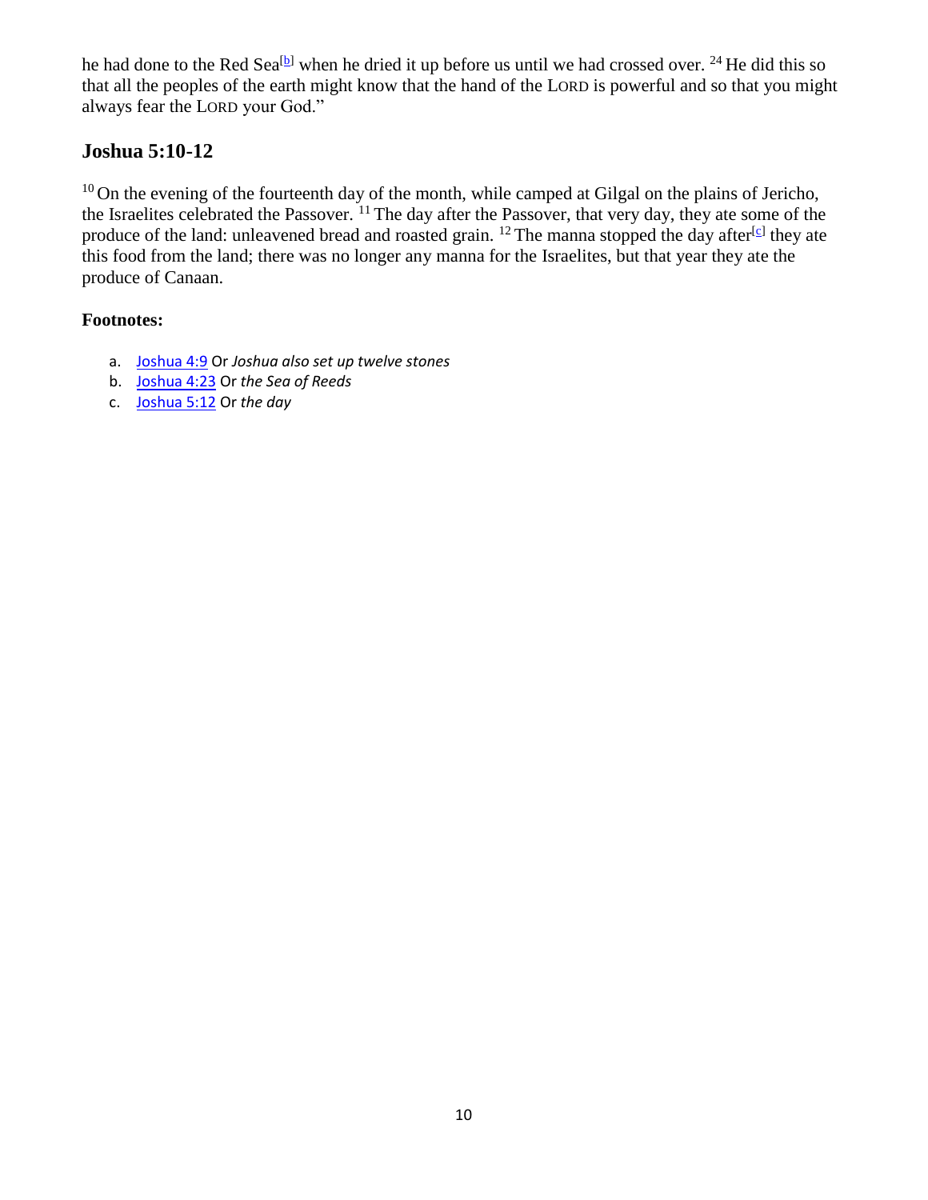he had done to the Red Sea[b] when he dried it up before us until we had crossed over. [24] He did this so that all the peoples of the earth might know that the hand of the LORD is powerful and so that you might always fear the LORD your God."

## Joshua 5:10-12

[10] On the evening of the fourteenth day of the month, while camped at Gilgal on the plains of Jericho, the Israelites celebrated the Passover. [11] The day after the Passover, that very day, they ate some of the produce of the land: unleavened bread and roasted grain. [12] The manna stopped the day after[c] they ate this food from the land; there was no longer any manna for the Israelites, but that year they ate the produce of Canaan.

**Footnotes:**

a. Joshua 4:9 Or *Joshua also set up twelve stones*
b. Joshua 4:23 Or *the Sea of Reeds*
c. Joshua 5:12 Or *the day*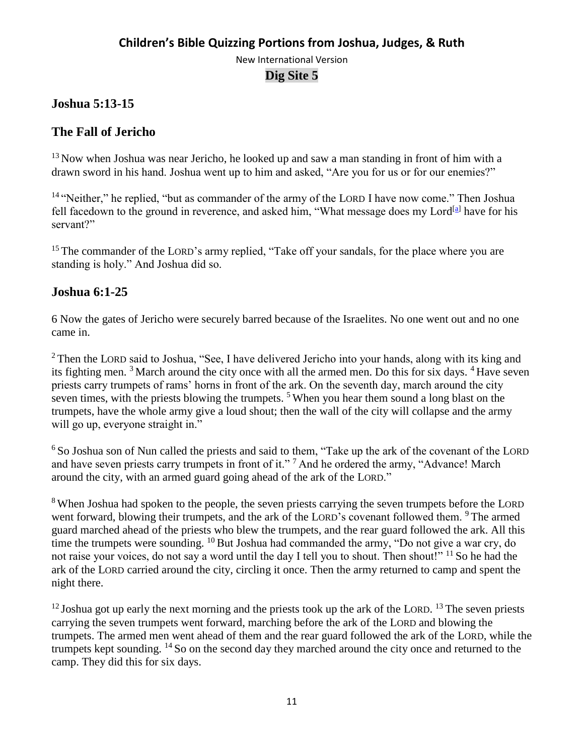## Children's Bible Quizzing Portions from Joshua, Judges, & Ruth

New International Version

**Dig Site 5**

### Joshua 5:13-15

### The Fall of Jericho

13 Now when Joshua was near Jericho, he looked up and saw a man standing in front of him with a drawn sword in his hand. Joshua went up to him and asked, "Are you for us or for our enemies?"

14 "Neither," he replied, "but as commander of the army of the LORD I have now come." Then Joshua fell facedown to the ground in reverence, and asked him, "What message does my Lord[a] have for his servant?"

15 The commander of the LORD's army replied, "Take off your sandals, for the place where you are standing is holy." And Joshua did so.

### Joshua 6:1-25

6 Now the gates of Jericho were securely barred because of the Israelites. No one went out and no one came in.

2 Then the LORD said to Joshua, "See, I have delivered Jericho into your hands, along with its king and its fighting men. 3 March around the city once with all the armed men. Do this for six days. 4 Have seven priests carry trumpets of rams' horns in front of the ark. On the seventh day, march around the city seven times, with the priests blowing the trumpets. 5 When you hear them sound a long blast on the trumpets, have the whole army give a loud shout; then the wall of the city will collapse and the army will go up, everyone straight in."

6 So Joshua son of Nun called the priests and said to them, "Take up the ark of the covenant of the LORD and have seven priests carry trumpets in front of it." 7 And he ordered the army, "Advance! March around the city, with an armed guard going ahead of the ark of the LORD."

8 When Joshua had spoken to the people, the seven priests carrying the seven trumpets before the LORD went forward, blowing their trumpets, and the ark of the LORD's covenant followed them. 9 The armed guard marched ahead of the priests who blew the trumpets, and the rear guard followed the ark. All this time the trumpets were sounding. 10 But Joshua had commanded the army, "Do not give a war cry, do not raise your voices, do not say a word until the day I tell you to shout. Then shout!" 11 So he had the ark of the LORD carried around the city, circling it once. Then the army returned to camp and spent the night there.

12 Joshua got up early the next morning and the priests took up the ark of the LORD. 13 The seven priests carrying the seven trumpets went forward, marching before the ark of the LORD and blowing the trumpets. The armed men went ahead of them and the rear guard followed the ark of the LORD, while the trumpets kept sounding. 14 So on the second day they marched around the city once and returned to the camp. They did this for six days.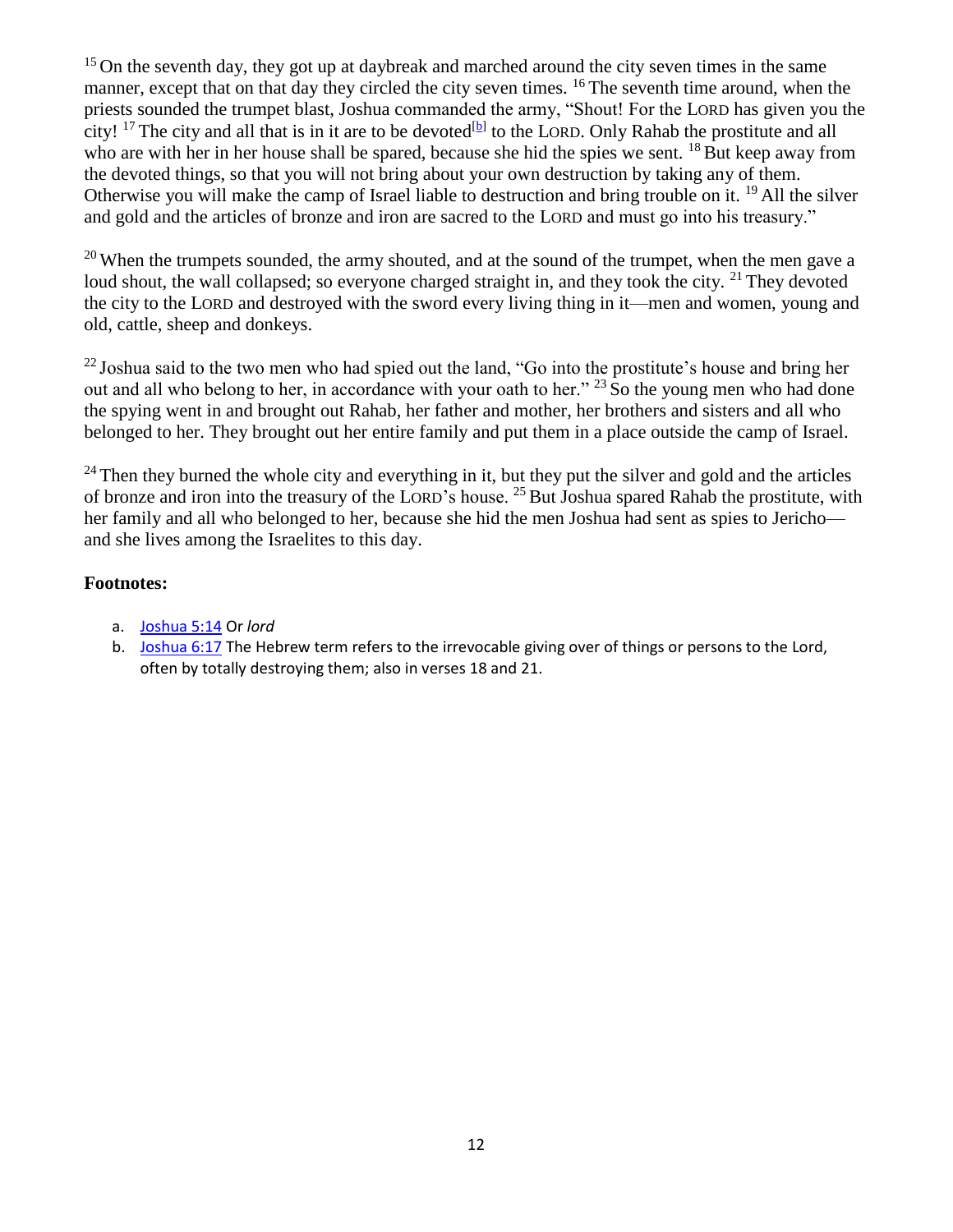[15] On the seventh day, they got up at daybreak and marched around the city seven times in the same manner, except that on that day they circled the city seven times. [16] The seventh time around, when the priests sounded the trumpet blast, Joshua commanded the army, "Shout! For the LORD has given you the city! [17] The city and all that is in it are to be devoted[b] to the LORD. Only Rahab the prostitute and all who are with her in her house shall be spared, because she hid the spies we sent. [18] But keep away from the devoted things, so that you will not bring about your own destruction by taking any of them. Otherwise you will make the camp of Israel liable to destruction and bring trouble on it. [19] All the silver and gold and the articles of bronze and iron are sacred to the LORD and must go into his treasury."

[20] When the trumpets sounded, the army shouted, and at the sound of the trumpet, when the men gave a loud shout, the wall collapsed; so everyone charged straight in, and they took the city. [21] They devoted the city to the LORD and destroyed with the sword every living thing in it—men and women, young and old, cattle, sheep and donkeys.

[22] Joshua said to the two men who had spied out the land, "Go into the prostitute's house and bring her out and all who belong to her, in accordance with your oath to her." [23] So the young men who had done the spying went in and brought out Rahab, her father and mother, her brothers and sisters and all who belonged to her. They brought out her entire family and put them in a place outside the camp of Israel.

[24] Then they burned the whole city and everything in it, but they put the silver and gold and the articles of bronze and iron into the treasury of the LORD's house. [25] But Joshua spared Rahab the prostitute, with her family and all who belonged to her, because she hid the men Joshua had sent as spies to Jericho—and she lives among the Israelites to this day.

**Footnotes:**

a. Joshua 5:14 Or *lord*
b. Joshua 6:17 The Hebrew term refers to the irrevocable giving over of things or persons to the Lord, often by totally destroying them; also in verses 18 and 21.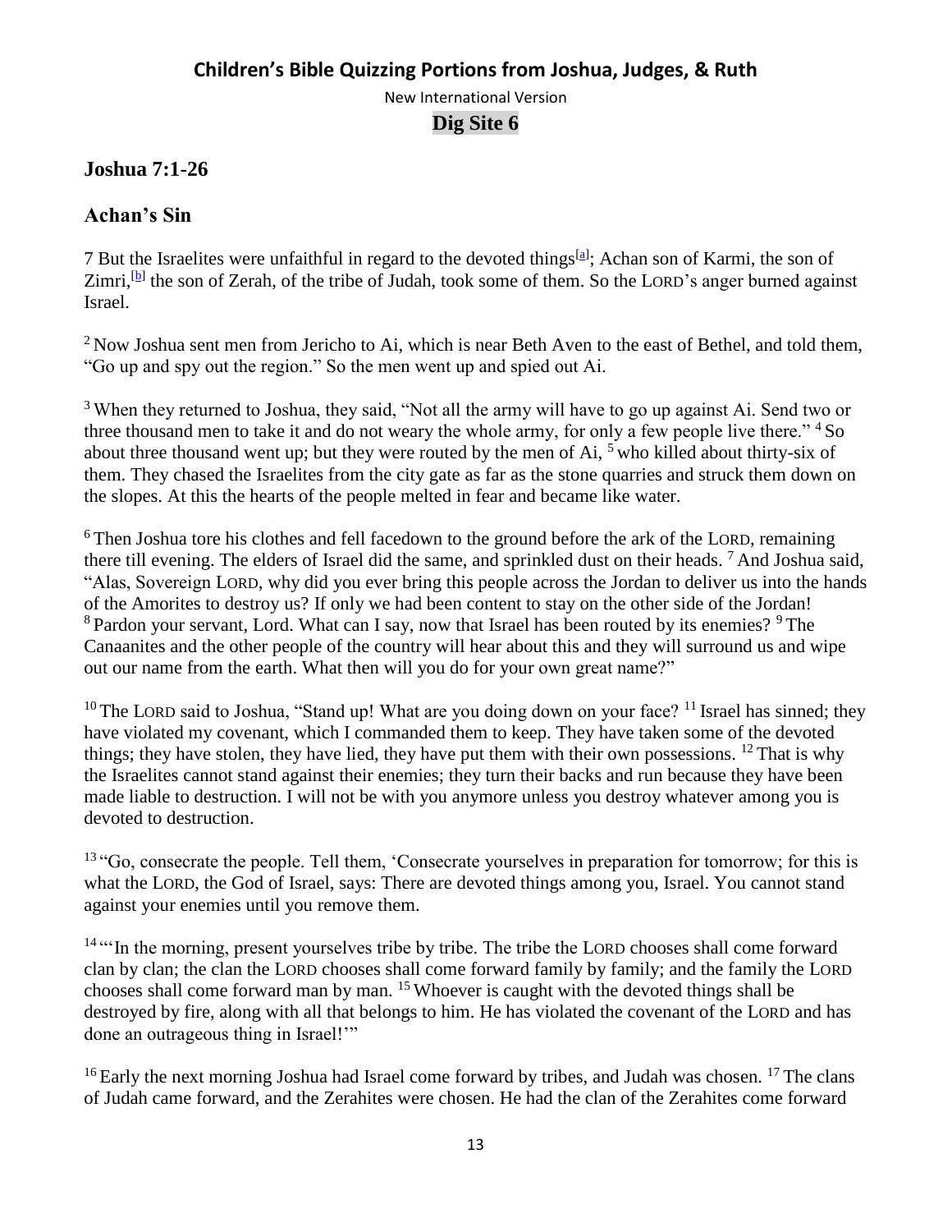# Children's Bible Quizzing Portions from Joshua, Judges, & Ruth

New International Version

**Dig Site 6**

## Joshua 7:1-26

## Achan's Sin

7 But the Israelites were unfaithful in regard to the devoted things[a]; Achan son of Karmi, the son of Zimri,[b] the son of Zerah, of the tribe of Judah, took some of them. So the LORD's anger burned against Israel.

[2] Now Joshua sent men from Jericho to Ai, which is near Beth Aven to the east of Bethel, and told them, "Go up and spy out the region." So the men went up and spied out Ai.

[3] When they returned to Joshua, they said, "Not all the army will have to go up against Ai. Send two or three thousand men to take it and do not weary the whole army, for only a few people live there." [4] So about three thousand went up; but they were routed by the men of Ai, [5] who killed about thirty-six of them. They chased the Israelites from the city gate as far as the stone quarries and struck them down on the slopes. At this the hearts of the people melted in fear and became like water.

[6] Then Joshua tore his clothes and fell facedown to the ground before the ark of the LORD, remaining there till evening. The elders of Israel did the same, and sprinkled dust on their heads. [7] And Joshua said, "Alas, Sovereign LORD, why did you ever bring this people across the Jordan to deliver us into the hands of the Amorites to destroy us? If only we had been content to stay on the other side of the Jordan! [8] Pardon your servant, Lord. What can I say, now that Israel has been routed by its enemies? [9] The Canaanites and the other people of the country will hear about this and they will surround us and wipe out our name from the earth. What then will you do for your own great name?"

[10] The LORD said to Joshua, "Stand up! What are you doing down on your face? [11] Israel has sinned; they have violated my covenant, which I commanded them to keep. They have taken some of the devoted things; they have stolen, they have lied, they have put them with their own possessions. [12] That is why the Israelites cannot stand against their enemies; they turn their backs and run because they have been made liable to destruction. I will not be with you anymore unless you destroy whatever among you is devoted to destruction.

[13] "Go, consecrate the people. Tell them, 'Consecrate yourselves in preparation for tomorrow; for this is what the LORD, the God of Israel, says: There are devoted things among you, Israel. You cannot stand against your enemies until you remove them.

[14] "'In the morning, present yourselves tribe by tribe. The tribe the LORD chooses shall come forward clan by clan; the clan the LORD chooses shall come forward family by family; and the family the LORD chooses shall come forward man by man. [15] Whoever is caught with the devoted things shall be destroyed by fire, along with all that belongs to him. He has violated the covenant of the LORD and has done an outrageous thing in Israel!'"

[16] Early the next morning Joshua had Israel come forward by tribes, and Judah was chosen. [17] The clans of Judah came forward, and the Zerahites were chosen. He had the clan of the Zerahites come forward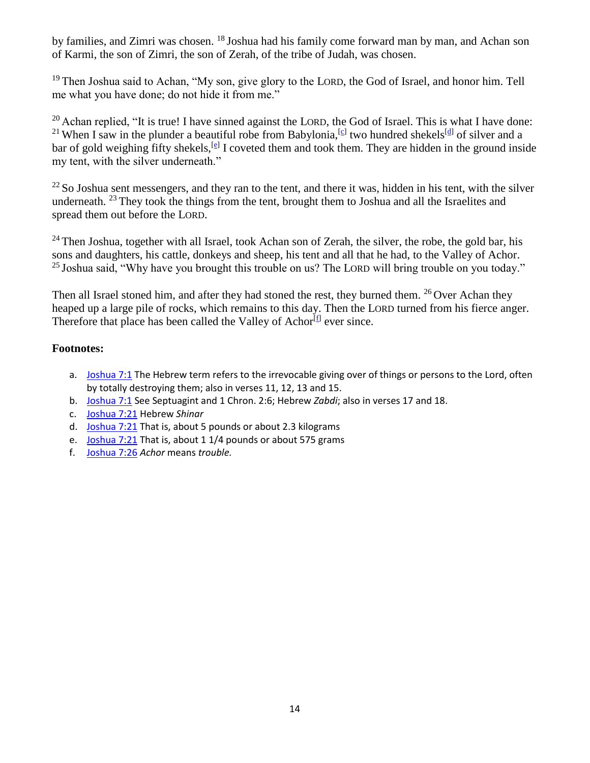by families, and Zimri was chosen. [18] Joshua had his family come forward man by man, and Achan son of Karmi, the son of Zimri, the son of Zerah, of the tribe of Judah, was chosen.

[19] Then Joshua said to Achan, "My son, give glory to the LORD, the God of Israel, and honor him. Tell me what you have done; do not hide it from me."

[20] Achan replied, "It is true! I have sinned against the LORD, the God of Israel. This is what I have done: [21] When I saw in the plunder a beautiful robe from Babylonia,[c] two hundred shekels[d] of silver and a bar of gold weighing fifty shekels,[e] I coveted them and took them. They are hidden in the ground inside my tent, with the silver underneath."

[22] So Joshua sent messengers, and they ran to the tent, and there it was, hidden in his tent, with the silver underneath. [23] They took the things from the tent, brought them to Joshua and all the Israelites and spread them out before the LORD.

[24] Then Joshua, together with all Israel, took Achan son of Zerah, the silver, the robe, the gold bar, his sons and daughters, his cattle, donkeys and sheep, his tent and all that he had, to the Valley of Achor. [25] Joshua said, "Why have you brought this trouble on us? The LORD will bring trouble on you today."

Then all Israel stoned him, and after they had stoned the rest, they burned them. [26] Over Achan they heaped up a large pile of rocks, which remains to this day. Then the LORD turned from his fierce anger. Therefore that place has been called the Valley of Achor[f] ever since.

**Footnotes:**

a. Joshua 7:1 The Hebrew term refers to the irrevocable giving over of things or persons to the Lord, often by totally destroying them; also in verses 11, 12, 13 and 15.
b. Joshua 7:1 See Septuagint and 1 Chron. 2:6; Hebrew *Zabdi*; also in verses 17 and 18.
c. Joshua 7:21 Hebrew *Shinar*
d. Joshua 7:21 That is, about 5 pounds or about 2.3 kilograms
e. Joshua 7:21 That is, about 1 1/4 pounds or about 575 grams
f. Joshua 7:26 *Achor* means *trouble.*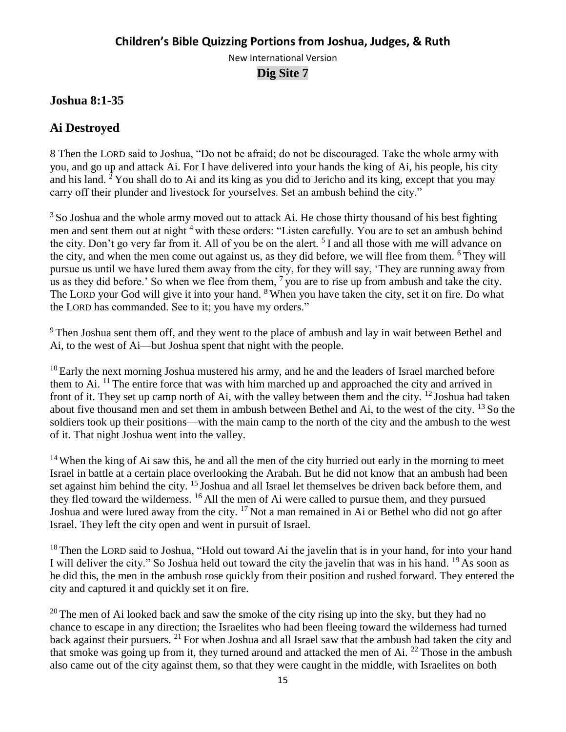# Children's Bible Quizzing Portions from Joshua, Judges, & Ruth

New International Version

**Dig Site 7**

## Joshua 8:1-35

## Ai Destroyed

8 Then the LORD said to Joshua, "Do not be afraid; do not be discouraged. Take the whole army with you, and go up and attack Ai. For I have delivered into your hands the king of Ai, his people, his city and his land. [2] You shall do to Ai and its king as you did to Jericho and its king, except that you may carry off their plunder and livestock for yourselves. Set an ambush behind the city."

[3] So Joshua and the whole army moved out to attack Ai. He chose thirty thousand of his best fighting men and sent them out at night [4] with these orders: "Listen carefully. You are to set an ambush behind the city. Don't go very far from it. All of you be on the alert. [5] I and all those with me will advance on the city, and when the men come out against us, as they did before, we will flee from them. [6] They will pursue us until we have lured them away from the city, for they will say, 'They are running away from us as they did before.' So when we flee from them, [7] you are to rise up from ambush and take the city. The LORD your God will give it into your hand. [8] When you have taken the city, set it on fire. Do what the LORD has commanded. See to it; you have my orders."

[9] Then Joshua sent them off, and they went to the place of ambush and lay in wait between Bethel and Ai, to the west of Ai—but Joshua spent that night with the people.

[10] Early the next morning Joshua mustered his army, and he and the leaders of Israel marched before them to Ai. [11] The entire force that was with him marched up and approached the city and arrived in front of it. They set up camp north of Ai, with the valley between them and the city. [12] Joshua had taken about five thousand men and set them in ambush between Bethel and Ai, to the west of the city. [13] So the soldiers took up their positions—with the main camp to the north of the city and the ambush to the west of it. That night Joshua went into the valley.

[14] When the king of Ai saw this, he and all the men of the city hurried out early in the morning to meet Israel in battle at a certain place overlooking the Arabah. But he did not know that an ambush had been set against him behind the city. [15] Joshua and all Israel let themselves be driven back before them, and they fled toward the wilderness. [16] All the men of Ai were called to pursue them, and they pursued Joshua and were lured away from the city. [17] Not a man remained in Ai or Bethel who did not go after Israel. They left the city open and went in pursuit of Israel.

[18] Then the LORD said to Joshua, "Hold out toward Ai the javelin that is in your hand, for into your hand I will deliver the city." So Joshua held out toward the city the javelin that was in his hand. [19] As soon as he did this, the men in the ambush rose quickly from their position and rushed forward. They entered the city and captured it and quickly set it on fire.

[20] The men of Ai looked back and saw the smoke of the city rising up into the sky, but they had no chance to escape in any direction; the Israelites who had been fleeing toward the wilderness had turned back against their pursuers. [21] For when Joshua and all Israel saw that the ambush had taken the city and that smoke was going up from it, they turned around and attacked the men of Ai. [22] Those in the ambush also came out of the city against them, so that they were caught in the middle, with Israelites on both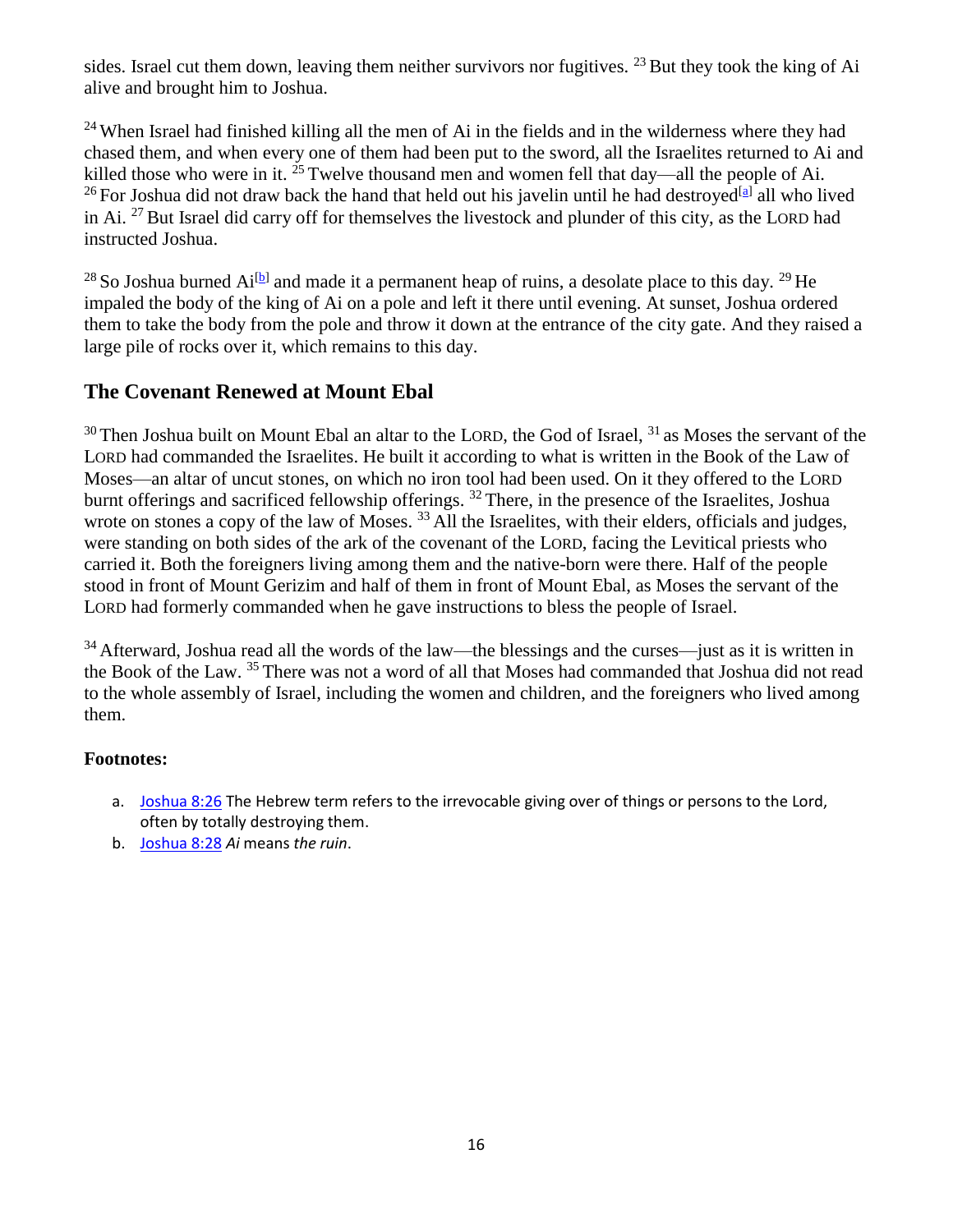sides. Israel cut them down, leaving them neither survivors nor fugitives. [23] But they took the king of Ai alive and brought him to Joshua.

[24] When Israel had finished killing all the men of Ai in the fields and in the wilderness where they had chased them, and when every one of them had been put to the sword, all the Israelites returned to Ai and killed those who were in it. [25] Twelve thousand men and women fell that day—all the people of Ai. [26] For Joshua did not draw back the hand that held out his javelin until he had destroyed[a] all who lived in Ai. [27] But Israel did carry off for themselves the livestock and plunder of this city, as the LORD had instructed Joshua.

[28] So Joshua burned Ai[b] and made it a permanent heap of ruins, a desolate place to this day. [29] He impaled the body of the king of Ai on a pole and left it there until evening. At sunset, Joshua ordered them to take the body from the pole and throw it down at the entrance of the city gate. And they raised a large pile of rocks over it, which remains to this day.

## The Covenant Renewed at Mount Ebal

[30] Then Joshua built on Mount Ebal an altar to the LORD, the God of Israel, [31] as Moses the servant of the LORD had commanded the Israelites. He built it according to what is written in the Book of the Law of Moses—an altar of uncut stones, on which no iron tool had been used. On it they offered to the LORD burnt offerings and sacrificed fellowship offerings. [32] There, in the presence of the Israelites, Joshua wrote on stones a copy of the law of Moses. [33] All the Israelites, with their elders, officials and judges, were standing on both sides of the ark of the covenant of the LORD, facing the Levitical priests who carried it. Both the foreigners living among them and the native-born were there. Half of the people stood in front of Mount Gerizim and half of them in front of Mount Ebal, as Moses the servant of the LORD had formerly commanded when he gave instructions to bless the people of Israel.

[34] Afterward, Joshua read all the words of the law—the blessings and the curses—just as it is written in the Book of the Law. [35] There was not a word of all that Moses had commanded that Joshua did not read to the whole assembly of Israel, including the women and children, and the foreigners who lived among them.

**Footnotes:**

a. Joshua 8:26 The Hebrew term refers to the irrevocable giving over of things or persons to the Lord, often by totally destroying them.
b. Joshua 8:28 *Ai* means *the ruin*.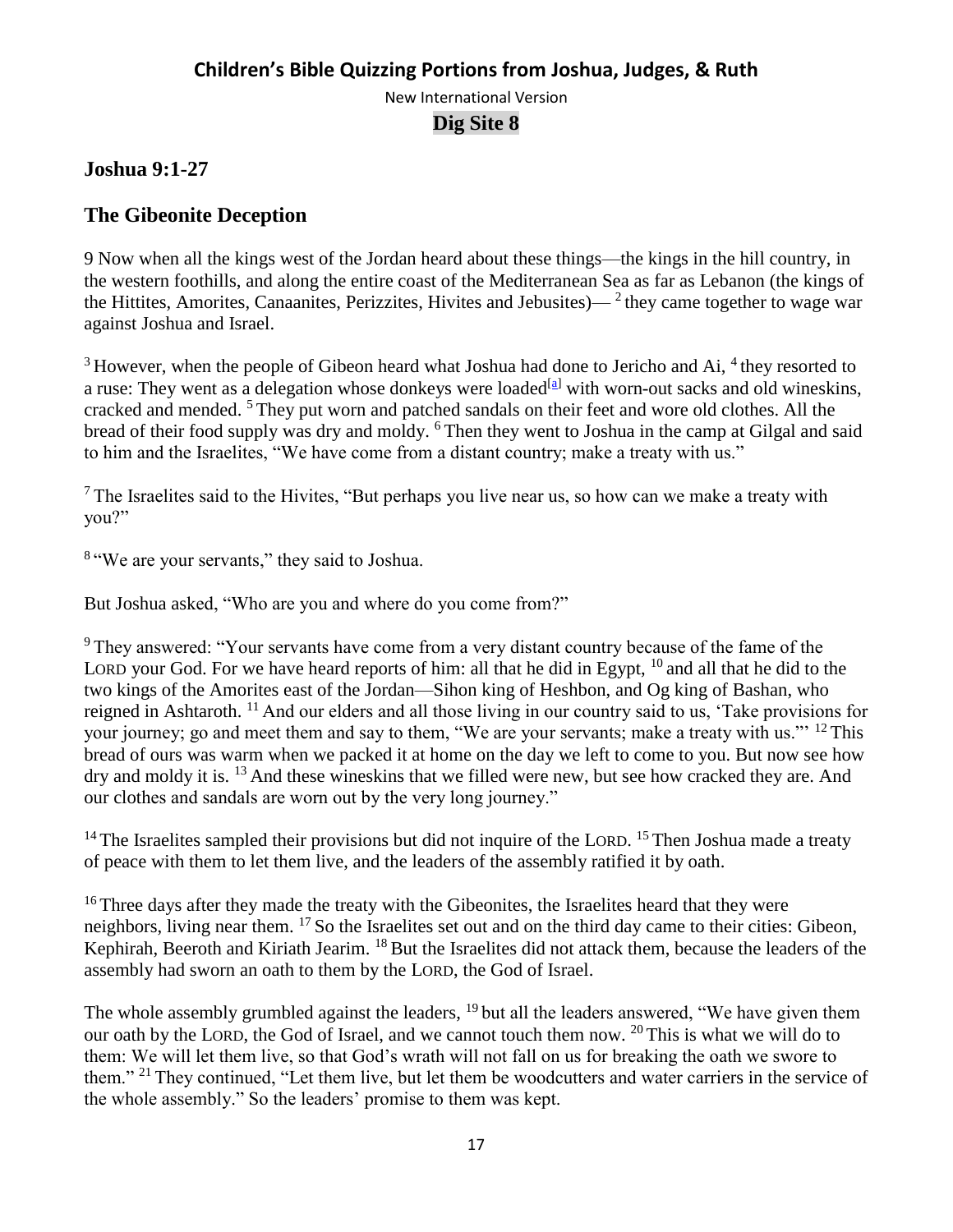## Children's Bible Quizzing Portions from Joshua, Judges, & Ruth

New International Version

**Dig Site 8**

### Joshua 9:1-27

### The Gibeonite Deception

9 Now when all the kings west of the Jordan heard about these things—the kings in the hill country, in the western foothills, and along the entire coast of the Mediterranean Sea as far as Lebanon (the kings of the Hittites, Amorites, Canaanites, Perizzites, Hivites and Jebusites)— 2 they came together to wage war against Joshua and Israel.

3 However, when the people of Gibeon heard what Joshua had done to Jericho and Ai, 4 they resorted to a ruse: They went as a delegation whose donkeys were loaded[a] with worn-out sacks and old wineskins, cracked and mended. 5 They put worn and patched sandals on their feet and wore old clothes. All the bread of their food supply was dry and moldy. 6 Then they went to Joshua in the camp at Gilgal and said to him and the Israelites, "We have come from a distant country; make a treaty with us."

7 The Israelites said to the Hivites, "But perhaps you live near us, so how can we make a treaty with you?"

8 "We are your servants," they said to Joshua.

But Joshua asked, "Who are you and where do you come from?"

9 They answered: "Your servants have come from a very distant country because of the fame of the LORD your God. For we have heard reports of him: all that he did in Egypt, 10 and all that he did to the two kings of the Amorites east of the Jordan—Sihon king of Heshbon, and Og king of Bashan, who reigned in Ashtaroth. 11 And our elders and all those living in our country said to us, 'Take provisions for your journey; go and meet them and say to them, "We are your servants; make a treaty with us."' 12 This bread of ours was warm when we packed it at home on the day we left to come to you. But now see how dry and moldy it is. 13 And these wineskins that we filled were new, but see how cracked they are. And our clothes and sandals are worn out by the very long journey."

14 The Israelites sampled their provisions but did not inquire of the LORD. 15 Then Joshua made a treaty of peace with them to let them live, and the leaders of the assembly ratified it by oath.

16 Three days after they made the treaty with the Gibeonites, the Israelites heard that they were neighbors, living near them. 17 So the Israelites set out and on the third day came to their cities: Gibeon, Kephirah, Beeroth and Kiriath Jearim. 18 But the Israelites did not attack them, because the leaders of the assembly had sworn an oath to them by the LORD, the God of Israel.

The whole assembly grumbled against the leaders, 19 but all the leaders answered, "We have given them our oath by the LORD, the God of Israel, and we cannot touch them now. 20 This is what we will do to them: We will let them live, so that God's wrath will not fall on us for breaking the oath we swore to them." 21 They continued, "Let them live, but let them be woodcutters and water carriers in the service of the whole assembly." So the leaders' promise to them was kept.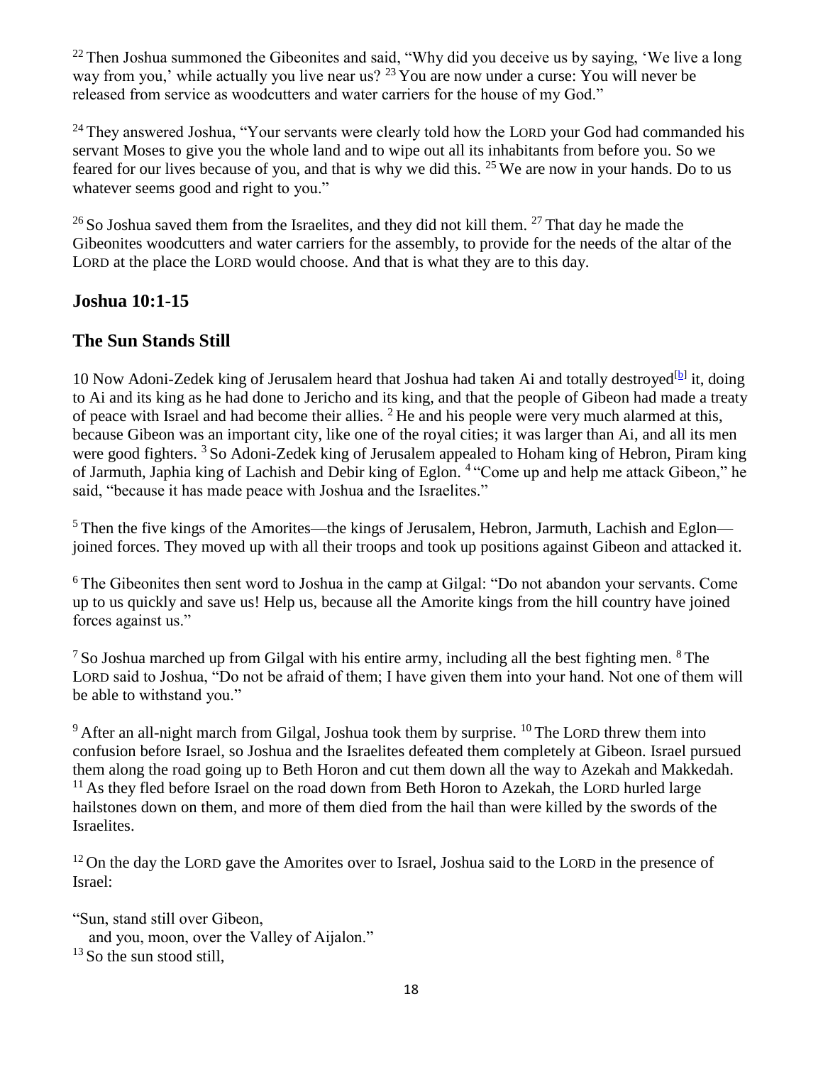[22] Then Joshua summoned the Gibeonites and said, "Why did you deceive us by saying, 'We live a long way from you,' while actually you live near us? [23] You are now under a curse: You will never be released from service as woodcutters and water carriers for the house of my God."

[24] They answered Joshua, "Your servants were clearly told how the LORD your God had commanded his servant Moses to give you the whole land and to wipe out all its inhabitants from before you. So we feared for our lives because of you, and that is why we did this. [25] We are now in your hands. Do to us whatever seems good and right to you."

[26] So Joshua saved them from the Israelites, and they did not kill them. [27] That day he made the Gibeonites woodcutters and water carriers for the assembly, to provide for the needs of the altar of the LORD at the place the LORD would choose. And that is what they are to this day.

## Joshua 10:1-15

## The Sun Stands Still

10 Now Adoni-Zedek king of Jerusalem heard that Joshua had taken Ai and totally destroyed[b] it, doing to Ai and its king as he had done to Jericho and its king, and that the people of Gibeon had made a treaty of peace with Israel and had become their allies. [2] He and his people were very much alarmed at this, because Gibeon was an important city, like one of the royal cities; it was larger than Ai, and all its men were good fighters. [3] So Adoni-Zedek king of Jerusalem appealed to Hoham king of Hebron, Piram king of Jarmuth, Japhia king of Lachish and Debir king of Eglon. [4] "Come up and help me attack Gibeon," he said, "because it has made peace with Joshua and the Israelites."

[5] Then the five kings of the Amorites—the kings of Jerusalem, Hebron, Jarmuth, Lachish and Eglon—joined forces. They moved up with all their troops and took up positions against Gibeon and attacked it.

[6] The Gibeonites then sent word to Joshua in the camp at Gilgal: "Do not abandon your servants. Come up to us quickly and save us! Help us, because all the Amorite kings from the hill country have joined forces against us."

[7] So Joshua marched up from Gilgal with his entire army, including all the best fighting men. [8] The LORD said to Joshua, "Do not be afraid of them; I have given them into your hand. Not one of them will be able to withstand you."

[9] After an all-night march from Gilgal, Joshua took them by surprise. [10] The LORD threw them into confusion before Israel, so Joshua and the Israelites defeated them completely at Gibeon. Israel pursued them along the road going up to Beth Horon and cut them down all the way to Azekah and Makkedah. [11] As they fled before Israel on the road down from Beth Horon to Azekah, the LORD hurled large hailstones down on them, and more of them died from the hail than were killed by the swords of the Israelites.

[12] On the day the LORD gave the Amorites over to Israel, Joshua said to the LORD in the presence of Israel:

"Sun, stand still over Gibeon,
   and you, moon, over the Valley of Aijalon."
[13] So the sun stood still,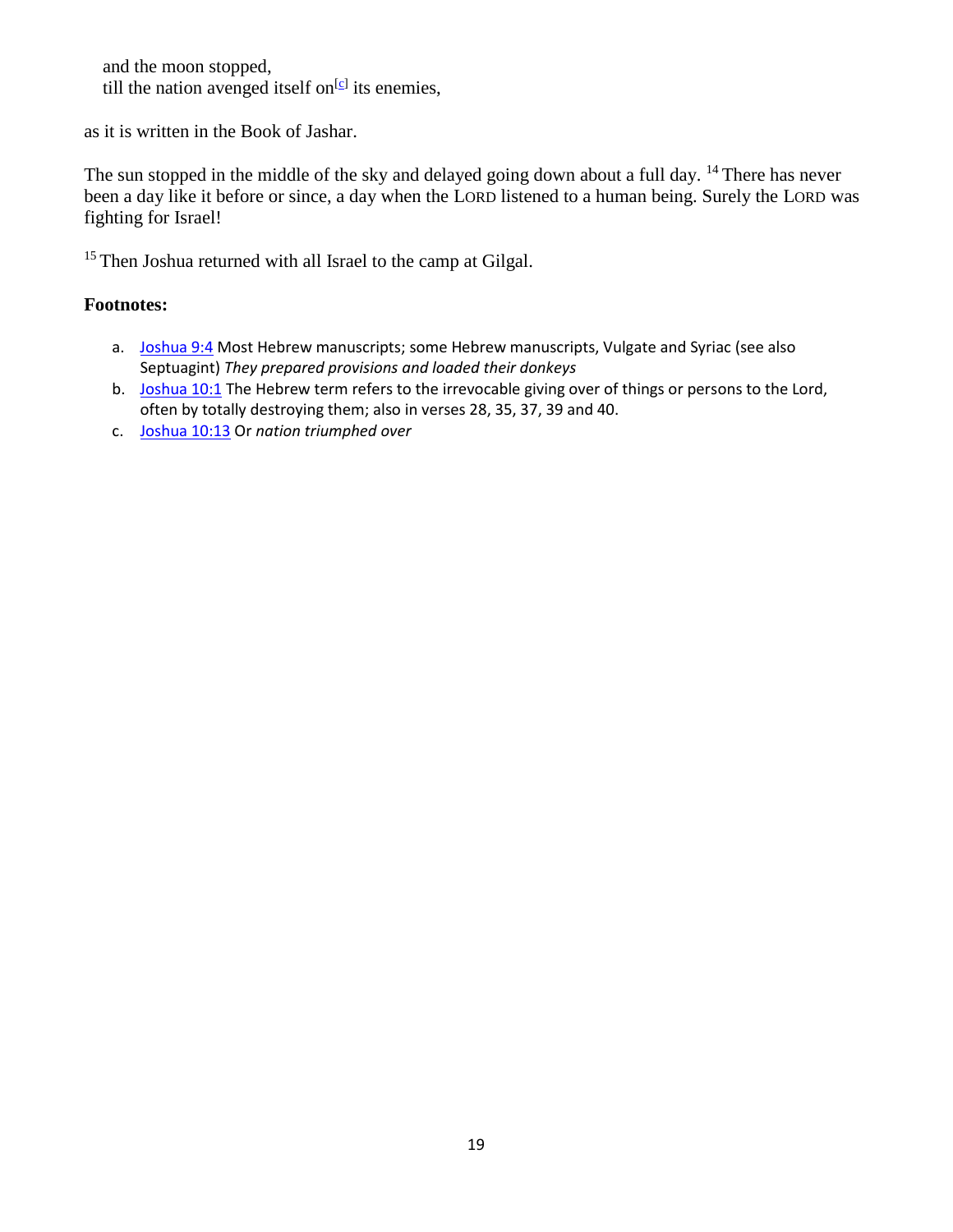and the moon stopped,
till the nation avenged itself on[c] its enemies,

as it is written in the Book of Jashar.

The sun stopped in the middle of the sky and delayed going down about a full day. [14] There has never been a day like it before or since, a day when the LORD listened to a human being. Surely the LORD was fighting for Israel!

[15] Then Joshua returned with all Israel to the camp at Gilgal.

**Footnotes:**

a. Joshua 9:4 Most Hebrew manuscripts; some Hebrew manuscripts, Vulgate and Syriac (see also Septuagint) *They prepared provisions and loaded their donkeys*
b. Joshua 10:1 The Hebrew term refers to the irrevocable giving over of things or persons to the Lord, often by totally destroying them; also in verses 28, 35, 37, 39 and 40.
c. Joshua 10:13 Or *nation triumphed over*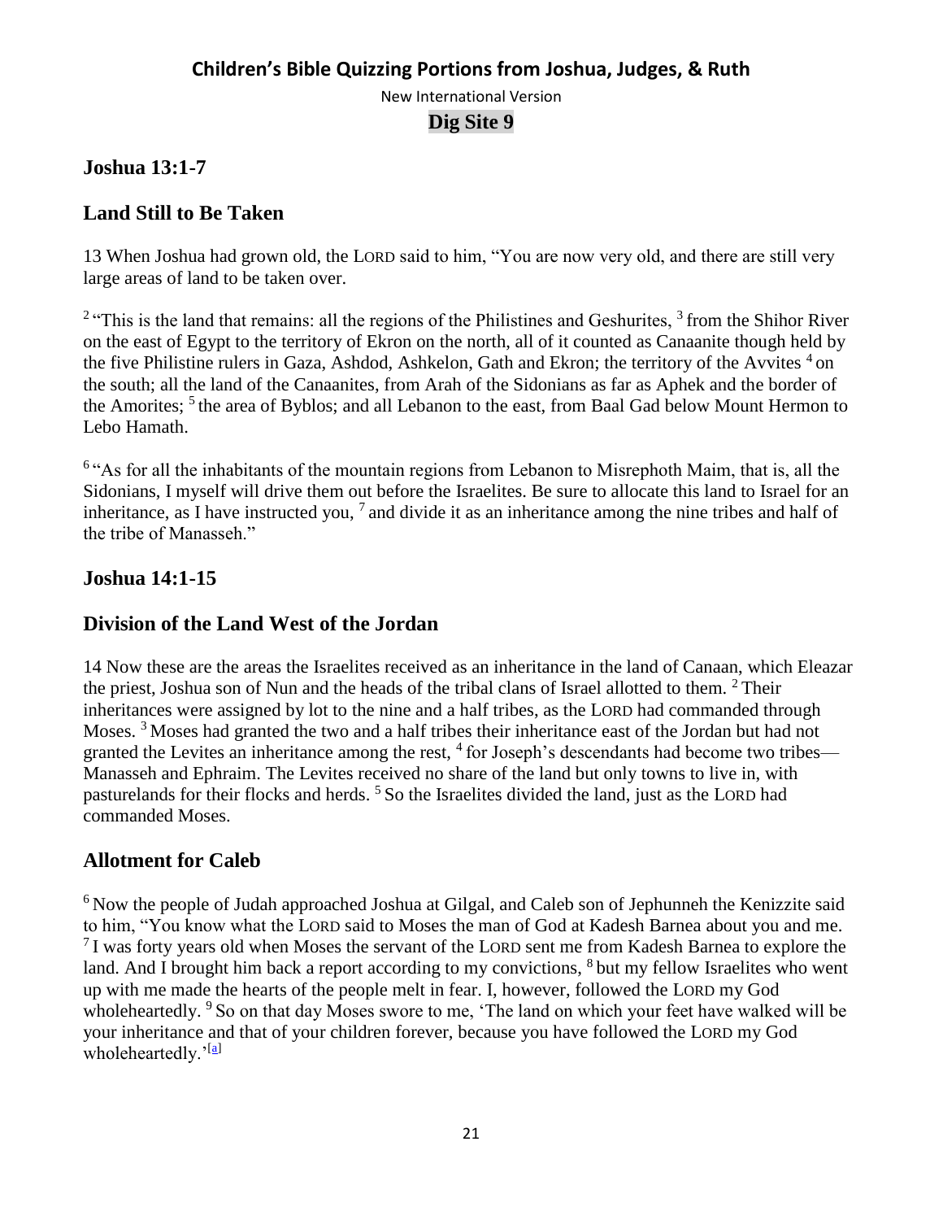# Children's Bible Quizzing Portions from Joshua, Judges, & Ruth

New International Version

**Dig Site 9**

## Joshua 13:1-7

## Land Still to Be Taken

13 When Joshua had grown old, the LORD said to him, "You are now very old, and there are still very large areas of land to be taken over.

2 "This is the land that remains: all the regions of the Philistines and Geshurites, 3 from the Shihor River on the east of Egypt to the territory of Ekron on the north, all of it counted as Canaanite though held by the five Philistine rulers in Gaza, Ashdod, Ashkelon, Gath and Ekron; the territory of the Avvites 4 on the south; all the land of the Canaanites, from Arah of the Sidonians as far as Aphek and the border of the Amorites; 5 the area of Byblos; and all Lebanon to the east, from Baal Gad below Mount Hermon to Lebo Hamath.

6 "As for all the inhabitants of the mountain regions from Lebanon to Misrephoth Maim, that is, all the Sidonians, I myself will drive them out before the Israelites. Be sure to allocate this land to Israel for an inheritance, as I have instructed you, 7 and divide it as an inheritance among the nine tribes and half of the tribe of Manasseh."

## Joshua 14:1-15

## Division of the Land West of the Jordan

14 Now these are the areas the Israelites received as an inheritance in the land of Canaan, which Eleazar the priest, Joshua son of Nun and the heads of the tribal clans of Israel allotted to them. 2 Their inheritances were assigned by lot to the nine and a half tribes, as the LORD had commanded through Moses. 3 Moses had granted the two and a half tribes their inheritance east of the Jordan but had not granted the Levites an inheritance among the rest, 4 for Joseph's descendants had become two tribes—Manasseh and Ephraim. The Levites received no share of the land but only towns to live in, with pasturelands for their flocks and herds. 5 So the Israelites divided the land, just as the LORD had commanded Moses.

## Allotment for Caleb

6 Now the people of Judah approached Joshua at Gilgal, and Caleb son of Jephunneh the Kenizzite said to him, "You know what the LORD said to Moses the man of God at Kadesh Barnea about you and me. 7 I was forty years old when Moses the servant of the LORD sent me from Kadesh Barnea to explore the land. And I brought him back a report according to my convictions, 8 but my fellow Israelites who went up with me made the hearts of the people melt in fear. I, however, followed the LORD my God wholeheartedly. 9 So on that day Moses swore to me, 'The land on which your feet have walked will be your inheritance and that of your children forever, because you have followed the LORD my God wholeheartedly.'[a]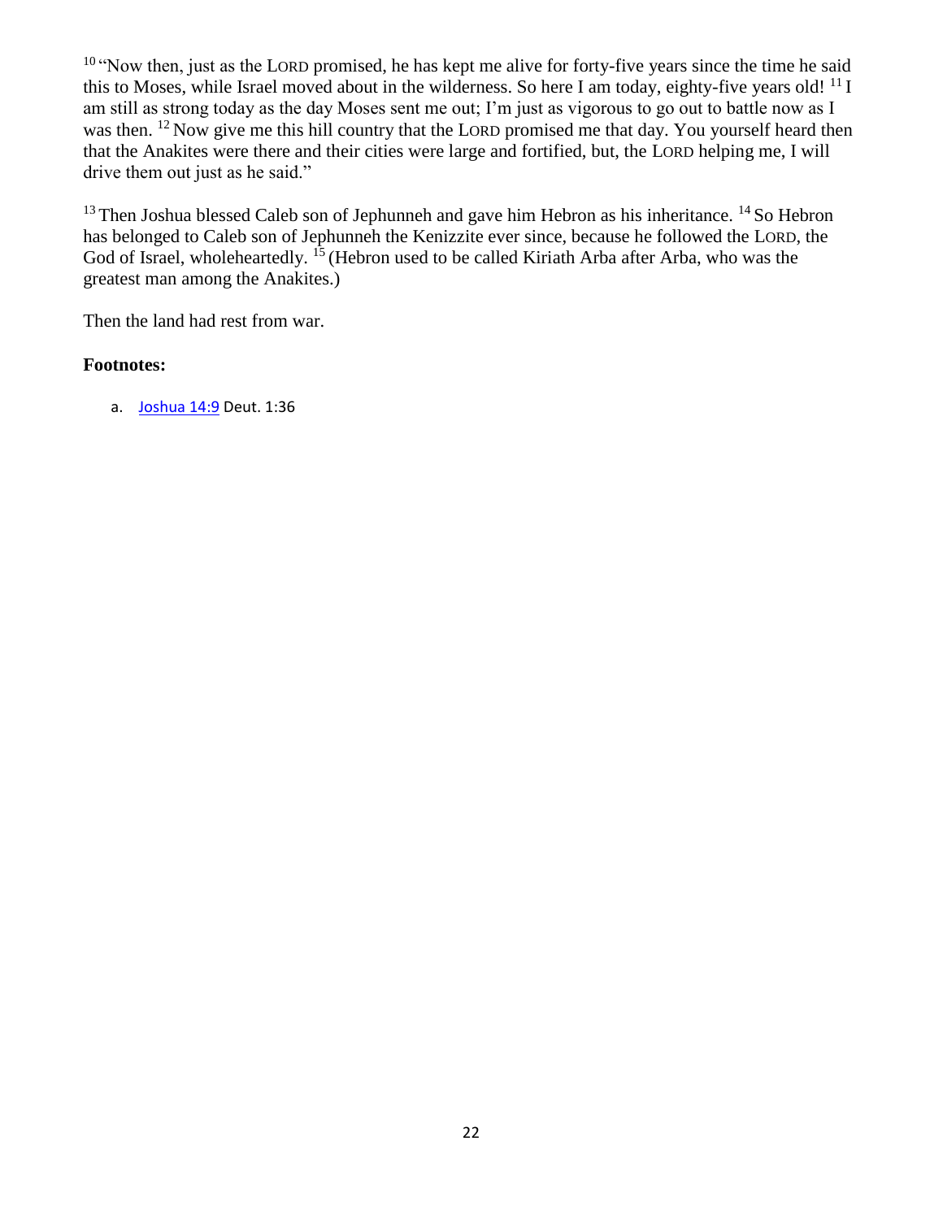[10] "Now then, just as the LORD promised, he has kept me alive for forty-five years since the time he said this to Moses, while Israel moved about in the wilderness. So here I am today, eighty-five years old! [11] I am still as strong today as the day Moses sent me out; I'm just as vigorous to go out to battle now as I was then. [12] Now give me this hill country that the LORD promised me that day. You yourself heard then that the Anakites were there and their cities were large and fortified, but, the LORD helping me, I will drive them out just as he said."

[13] Then Joshua blessed Caleb son of Jephunneh and gave him Hebron as his inheritance. [14] So Hebron has belonged to Caleb son of Jephunneh the Kenizzite ever since, because he followed the LORD, the God of Israel, wholeheartedly. [15] (Hebron used to be called Kiriath Arba after Arba, who was the greatest man among the Anakites.)

Then the land had rest from war.

**Footnotes:**

a. Joshua 14:9 Deut. 1:36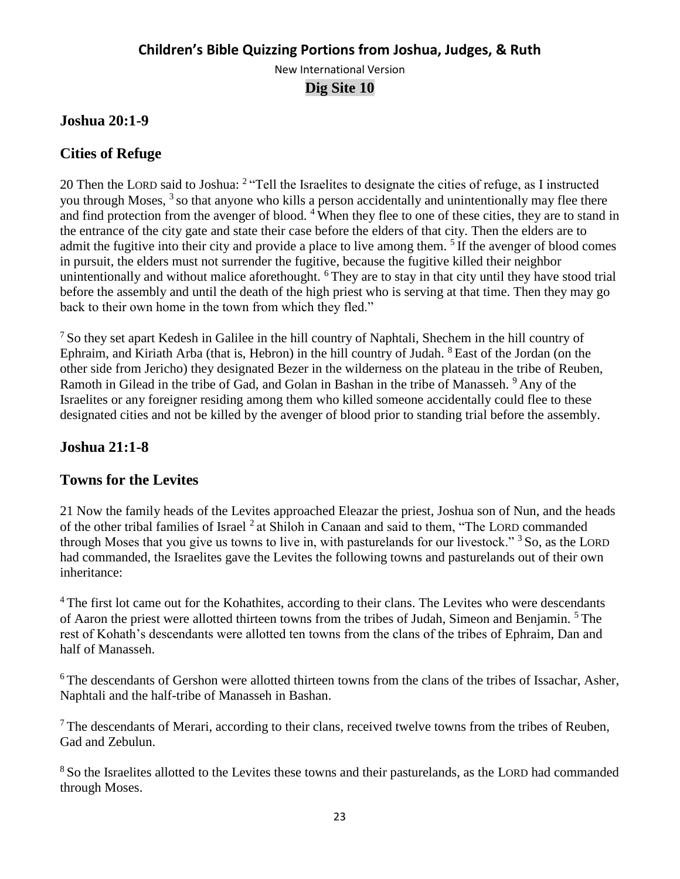## Children's Bible Quizzing Portions from Joshua, Judges, & Ruth

New International Version

**Dig Site 10**

### Joshua 20:1-9

### Cities of Refuge

20 Then the LORD said to Joshua: [2] "Tell the Israelites to designate the cities of refuge, as I instructed you through Moses, [3] so that anyone who kills a person accidentally and unintentionally may flee there and find protection from the avenger of blood. [4] When they flee to one of these cities, they are to stand in the entrance of the city gate and state their case before the elders of that city. Then the elders are to admit the fugitive into their city and provide a place to live among them. [5] If the avenger of blood comes in pursuit, the elders must not surrender the fugitive, because the fugitive killed their neighbor unintentionally and without malice aforethought. [6] They are to stay in that city until they have stood trial before the assembly and until the death of the high priest who is serving at that time. Then they may go back to their own home in the town from which they fled."

[7] So they set apart Kedesh in Galilee in the hill country of Naphtali, Shechem in the hill country of Ephraim, and Kiriath Arba (that is, Hebron) in the hill country of Judah. [8] East of the Jordan (on the other side from Jericho) they designated Bezer in the wilderness on the plateau in the tribe of Reuben, Ramoth in Gilead in the tribe of Gad, and Golan in Bashan in the tribe of Manasseh. [9] Any of the Israelites or any foreigner residing among them who killed someone accidentally could flee to these designated cities and not be killed by the avenger of blood prior to standing trial before the assembly.

### Joshua 21:1-8

### Towns for the Levites

21 Now the family heads of the Levites approached Eleazar the priest, Joshua son of Nun, and the heads of the other tribal families of Israel [2] at Shiloh in Canaan and said to them, "The LORD commanded through Moses that you give us towns to live in, with pasturelands for our livestock." [3] So, as the LORD had commanded, the Israelites gave the Levites the following towns and pasturelands out of their own inheritance:

[4] The first lot came out for the Kohathites, according to their clans. The Levites who were descendants of Aaron the priest were allotted thirteen towns from the tribes of Judah, Simeon and Benjamin. [5] The rest of Kohath's descendants were allotted ten towns from the clans of the tribes of Ephraim, Dan and half of Manasseh.

[6] The descendants of Gershon were allotted thirteen towns from the clans of the tribes of Issachar, Asher, Naphtali and the half-tribe of Manasseh in Bashan.

[7] The descendants of Merari, according to their clans, received twelve towns from the tribes of Reuben, Gad and Zebulun.

[8] So the Israelites allotted to the Levites these towns and their pasturelands, as the LORD had commanded through Moses.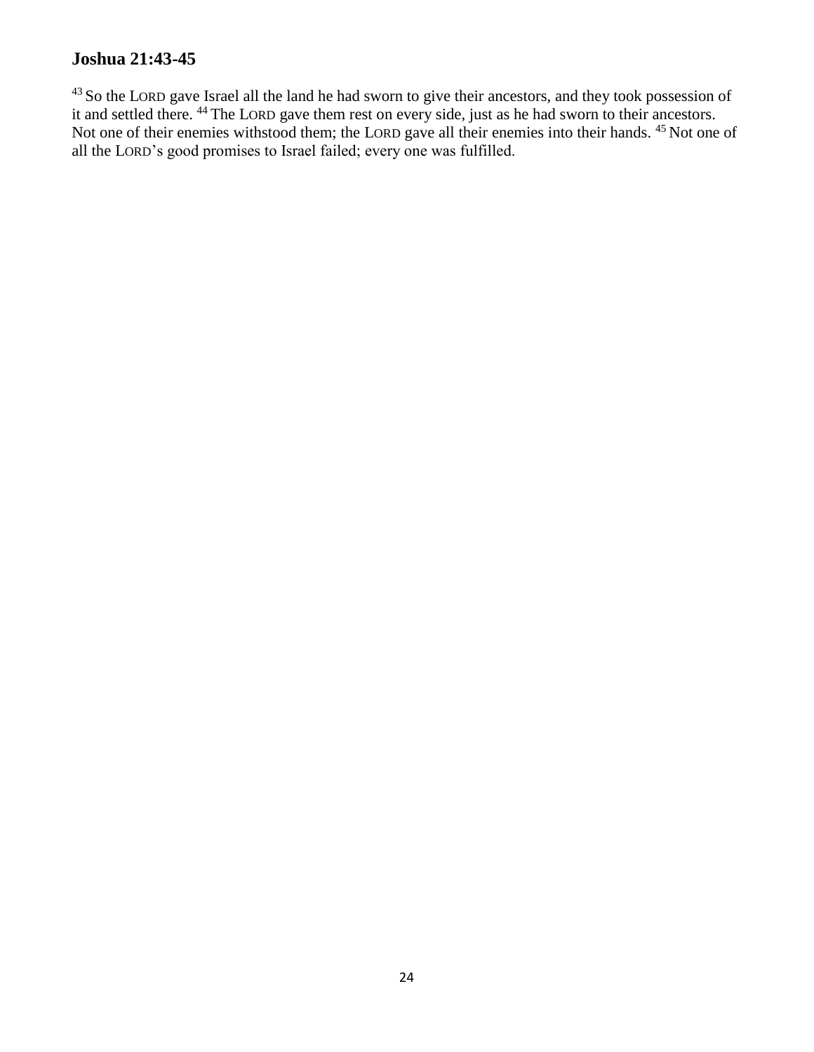## Joshua 21:43-45

[43] So the LORD gave Israel all the land he had sworn to give their ancestors, and they took possession of it and settled there. [44] The LORD gave them rest on every side, just as he had sworn to their ancestors. Not one of their enemies withstood them; the LORD gave all their enemies into their hands. [45] Not one of all the LORD's good promises to Israel failed; every one was fulfilled.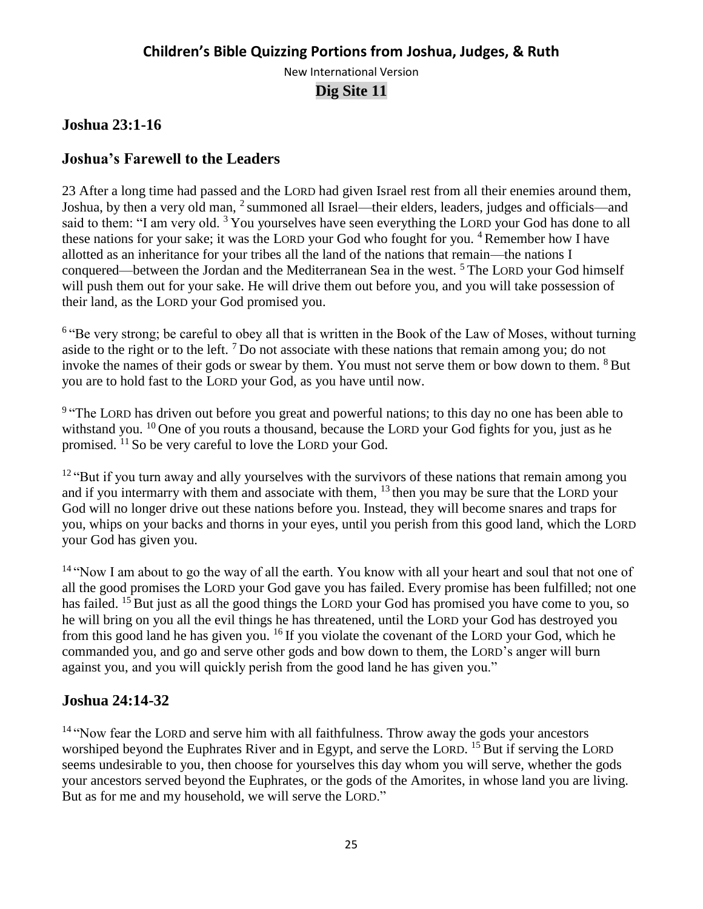## Children's Bible Quizzing Portions from Joshua, Judges, & Ruth

New International Version

**Dig Site 11**

### Joshua 23:1-16

### Joshua's Farewell to the Leaders

23 After a long time had passed and the LORD had given Israel rest from all their enemies around them, Joshua, by then a very old man, [2] summoned all Israel—their elders, leaders, judges and officials—and said to them: "I am very old. [3] You yourselves have seen everything the LORD your God has done to all these nations for your sake; it was the LORD your God who fought for you. [4] Remember how I have allotted as an inheritance for your tribes all the land of the nations that remain—the nations I conquered—between the Jordan and the Mediterranean Sea in the west. [5] The LORD your God himself will push them out for your sake. He will drive them out before you, and you will take possession of their land, as the LORD your God promised you.

[6] "Be very strong; be careful to obey all that is written in the Book of the Law of Moses, without turning aside to the right or to the left. [7] Do not associate with these nations that remain among you; do not invoke the names of their gods or swear by them. You must not serve them or bow down to them. [8] But you are to hold fast to the LORD your God, as you have until now.

[9] "The LORD has driven out before you great and powerful nations; to this day no one has been able to withstand you. [10] One of you routs a thousand, because the LORD your God fights for you, just as he promised. [11] So be very careful to love the LORD your God.

[12] "But if you turn away and ally yourselves with the survivors of these nations that remain among you and if you intermarry with them and associate with them, [13] then you may be sure that the LORD your God will no longer drive out these nations before you. Instead, they will become snares and traps for you, whips on your backs and thorns in your eyes, until you perish from this good land, which the LORD your God has given you.

[14] "Now I am about to go the way of all the earth. You know with all your heart and soul that not one of all the good promises the LORD your God gave you has failed. Every promise has been fulfilled; not one has failed. [15] But just as all the good things the LORD your God has promised you have come to you, so he will bring on you all the evil things he has threatened, until the LORD your God has destroyed you from this good land he has given you. [16] If you violate the covenant of the LORD your God, which he commanded you, and go and serve other gods and bow down to them, the LORD's anger will burn against you, and you will quickly perish from the good land he has given you."

### Joshua 24:14-32

[14] "Now fear the LORD and serve him with all faithfulness. Throw away the gods your ancestors worshiped beyond the Euphrates River and in Egypt, and serve the LORD. [15] But if serving the LORD seems undesirable to you, then choose for yourselves this day whom you will serve, whether the gods your ancestors served beyond the Euphrates, or the gods of the Amorites, in whose land you are living. But as for me and my household, we will serve the LORD."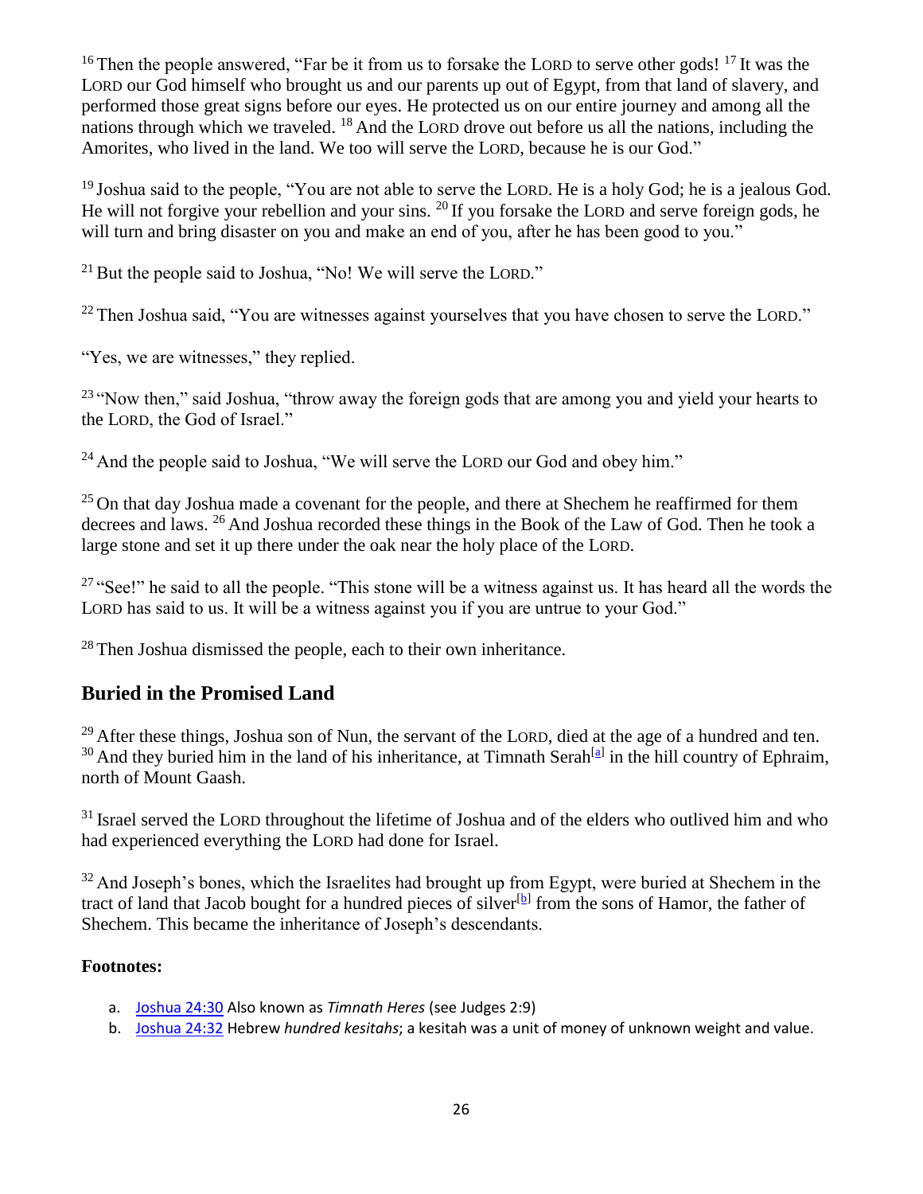[16] Then the people answered, "Far be it from us to forsake the LORD to serve other gods! [17] It was the LORD our God himself who brought us and our parents up out of Egypt, from that land of slavery, and performed those great signs before our eyes. He protected us on our entire journey and among all the nations through which we traveled. [18] And the LORD drove out before us all the nations, including the Amorites, who lived in the land. We too will serve the LORD, because he is our God."

[19] Joshua said to the people, "You are not able to serve the LORD. He is a holy God; he is a jealous God. He will not forgive your rebellion and your sins. [20] If you forsake the LORD and serve foreign gods, he will turn and bring disaster on you and make an end of you, after he has been good to you."

[21] But the people said to Joshua, "No! We will serve the LORD."

[22] Then Joshua said, "You are witnesses against yourselves that you have chosen to serve the LORD."

"Yes, we are witnesses," they replied.

[23] "Now then," said Joshua, "throw away the foreign gods that are among you and yield your hearts to the LORD, the God of Israel."

[24] And the people said to Joshua, "We will serve the LORD our God and obey him."

[25] On that day Joshua made a covenant for the people, and there at Shechem he reaffirmed for them decrees and laws. [26] And Joshua recorded these things in the Book of the Law of God. Then he took a large stone and set it up there under the oak near the holy place of the LORD.

[27] "See!" he said to all the people. "This stone will be a witness against us. It has heard all the words the LORD has said to us. It will be a witness against you if you are untrue to your God."

[28] Then Joshua dismissed the people, each to their own inheritance.

## Buried in the Promised Land

[29] After these things, Joshua son of Nun, the servant of the LORD, died at the age of a hundred and ten. [30] And they buried him in the land of his inheritance, at Timnath Serah[a] in the hill country of Ephraim, north of Mount Gaash.

[31] Israel served the LORD throughout the lifetime of Joshua and of the elders who outlived him and who had experienced everything the LORD had done for Israel.

[32] And Joseph's bones, which the Israelites had brought up from Egypt, were buried at Shechem in the tract of land that Jacob bought for a hundred pieces of silver[b] from the sons of Hamor, the father of Shechem. This became the inheritance of Joseph's descendants.

**Footnotes:**

a. Joshua 24:30 Also known as *Timnath Heres* (see Judges 2:9)
b. Joshua 24:32 Hebrew *hundred kesitahs*; a kesitah was a unit of money of unknown weight and value.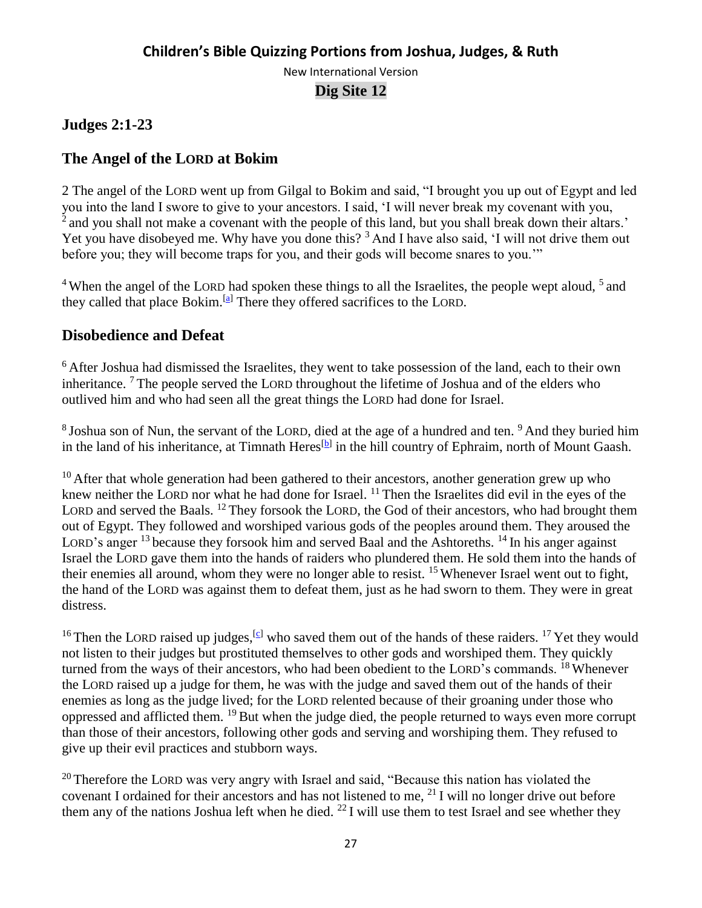## Children's Bible Quizzing Portions from Joshua, Judges, & Ruth

New International Version

**Dig Site 12**

## Judges 2:1-23

### The Angel of the LORD at Bokim

2 The angel of the LORD went up from Gilgal to Bokim and said, "I brought you up out of Egypt and led you into the land I swore to give to your ancestors. I said, 'I will never break my covenant with you, [2] and you shall not make a covenant with the people of this land, but you shall break down their altars.' Yet you have disobeyed me. Why have you done this? [3] And I have also said, 'I will not drive them out before you; they will become traps for you, and their gods will become snares to you.'"

[4] When the angel of the LORD had spoken these things to all the Israelites, the people wept aloud, [5] and they called that place Bokim.[a] There they offered sacrifices to the LORD.

### Disobedience and Defeat

[6] After Joshua had dismissed the Israelites, they went to take possession of the land, each to their own inheritance. [7] The people served the LORD throughout the lifetime of Joshua and of the elders who outlived him and who had seen all the great things the LORD had done for Israel.

[8] Joshua son of Nun, the servant of the LORD, died at the age of a hundred and ten. [9] And they buried him in the land of his inheritance, at Timnath Heres[b] in the hill country of Ephraim, north of Mount Gaash.

[10] After that whole generation had been gathered to their ancestors, another generation grew up who knew neither the LORD nor what he had done for Israel. [11] Then the Israelites did evil in the eyes of the LORD and served the Baals. [12] They forsook the LORD, the God of their ancestors, who had brought them out of Egypt. They followed and worshiped various gods of the peoples around them. They aroused the LORD's anger [13] because they forsook him and served Baal and the Ashtoreths. [14] In his anger against Israel the LORD gave them into the hands of raiders who plundered them. He sold them into the hands of their enemies all around, whom they were no longer able to resist. [15] Whenever Israel went out to fight, the hand of the LORD was against them to defeat them, just as he had sworn to them. They were in great distress.

[16] Then the LORD raised up judges,[c] who saved them out of the hands of these raiders. [17] Yet they would not listen to their judges but prostituted themselves to other gods and worshiped them. They quickly turned from the ways of their ancestors, who had been obedient to the LORD's commands. [18] Whenever the LORD raised up a judge for them, he was with the judge and saved them out of the hands of their enemies as long as the judge lived; for the LORD relented because of their groaning under those who oppressed and afflicted them. [19] But when the judge died, the people returned to ways even more corrupt than those of their ancestors, following other gods and serving and worshiping them. They refused to give up their evil practices and stubborn ways.

[20] Therefore the LORD was very angry with Israel and said, "Because this nation has violated the covenant I ordained for their ancestors and has not listened to me, [21] I will no longer drive out before them any of the nations Joshua left when he died. [22] I will use them to test Israel and see whether they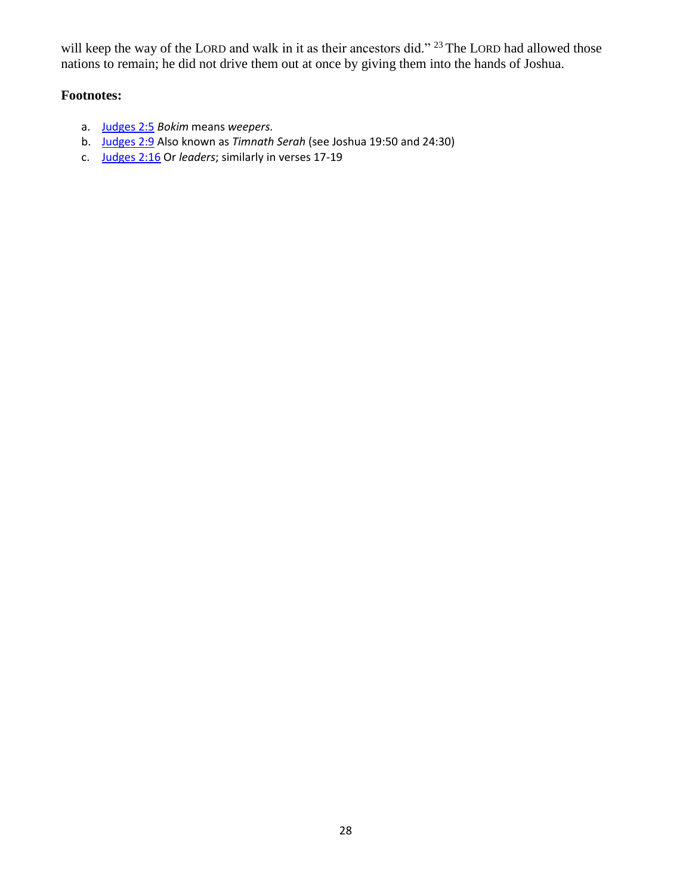will keep the way of the LORD and walk in it as their ancestors did." [23] The LORD had allowed those nations to remain; he did not drive them out at once by giving them into the hands of Joshua.

**Footnotes:**

a. Judges 2:5 *Bokim* means *weepers.*
b. Judges 2:9 Also known as *Timnath Serah* (see Joshua 19:50 and 24:30)
c. Judges 2:16 Or *leaders;* similarly in verses 17-19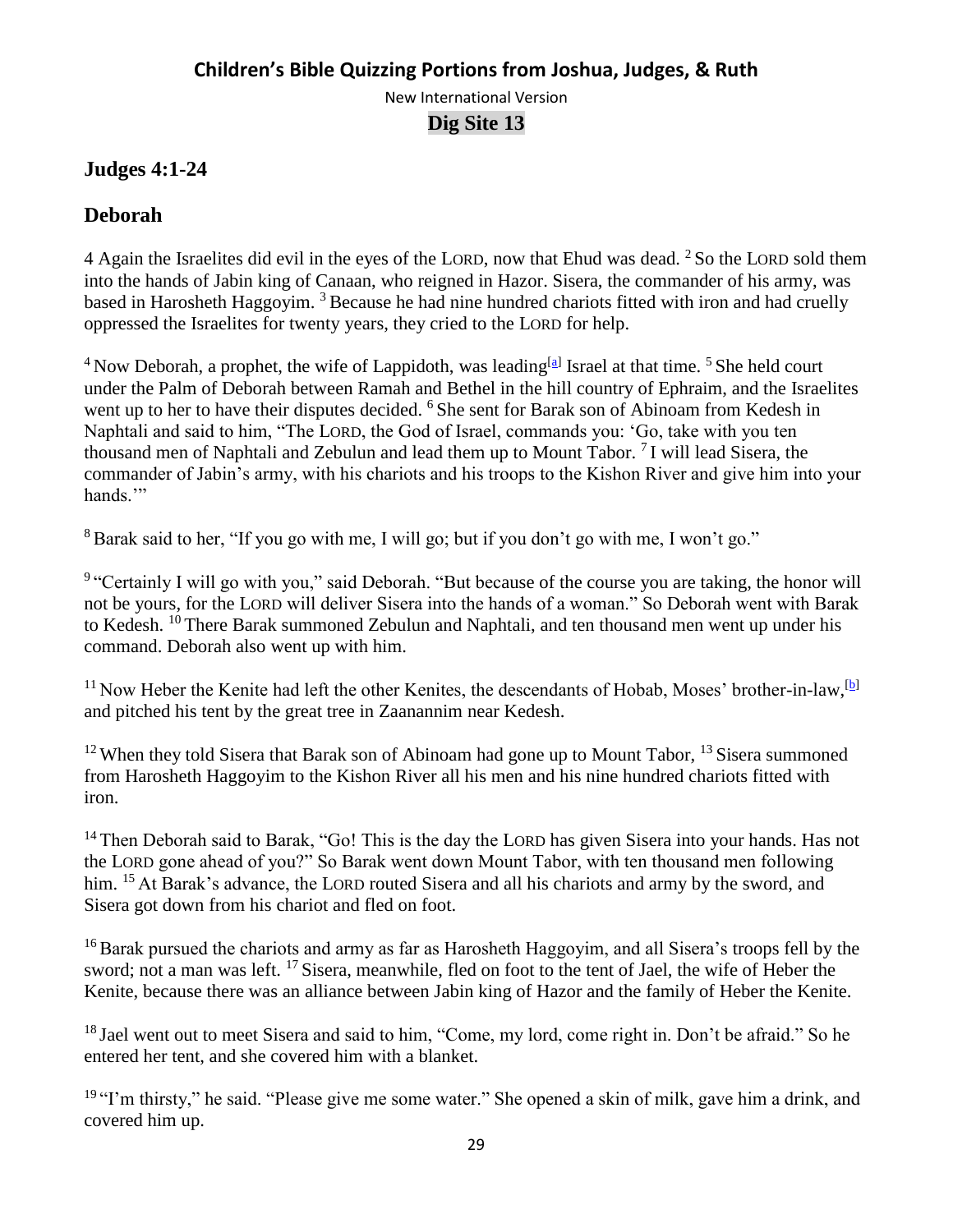## Children's Bible Quizzing Portions from Joshua, Judges, & Ruth

New International Version

**Dig Site 13**

## Judges 4:1-24

## Deborah

4 Again the Israelites did evil in the eyes of the LORD, now that Ehud was dead. [2] So the LORD sold them into the hands of Jabin king of Canaan, who reigned in Hazor. Sisera, the commander of his army, was based in Harosheth Haggoyim. [3] Because he had nine hundred chariots fitted with iron and had cruelly oppressed the Israelites for twenty years, they cried to the LORD for help.

[4] Now Deborah, a prophet, the wife of Lappidoth, was leading[a] Israel at that time. [5] She held court under the Palm of Deborah between Ramah and Bethel in the hill country of Ephraim, and the Israelites went up to her to have their disputes decided. [6] She sent for Barak son of Abinoam from Kedesh in Naphtali and said to him, "The LORD, the God of Israel, commands you: 'Go, take with you ten thousand men of Naphtali and Zebulun and lead them up to Mount Tabor. [7] I will lead Sisera, the commander of Jabin's army, with his chariots and his troops to the Kishon River and give him into your hands.'"

[8] Barak said to her, "If you go with me, I will go; but if you don't go with me, I won't go."

[9] "Certainly I will go with you," said Deborah. "But because of the course you are taking, the honor will not be yours, for the LORD will deliver Sisera into the hands of a woman." So Deborah went with Barak to Kedesh. [10] There Barak summoned Zebulun and Naphtali, and ten thousand men went up under his command. Deborah also went up with him.

[11] Now Heber the Kenite had left the other Kenites, the descendants of Hobab, Moses' brother-in-law,[b] and pitched his tent by the great tree in Zaanannim near Kedesh.

[12] When they told Sisera that Barak son of Abinoam had gone up to Mount Tabor, [13] Sisera summoned from Harosheth Haggoyim to the Kishon River all his men and his nine hundred chariots fitted with iron.

[14] Then Deborah said to Barak, "Go! This is the day the LORD has given Sisera into your hands. Has not the LORD gone ahead of you?" So Barak went down Mount Tabor, with ten thousand men following him. [15] At Barak's advance, the LORD routed Sisera and all his chariots and army by the sword, and Sisera got down from his chariot and fled on foot.

[16] Barak pursued the chariots and army as far as Harosheth Haggoyim, and all Sisera's troops fell by the sword; not a man was left. [17] Sisera, meanwhile, fled on foot to the tent of Jael, the wife of Heber the Kenite, because there was an alliance between Jabin king of Hazor and the family of Heber the Kenite.

[18] Jael went out to meet Sisera and said to him, "Come, my lord, come right in. Don't be afraid." So he entered her tent, and she covered him with a blanket.

[19] "I'm thirsty," he said. "Please give me some water." She opened a skin of milk, gave him a drink, and covered him up.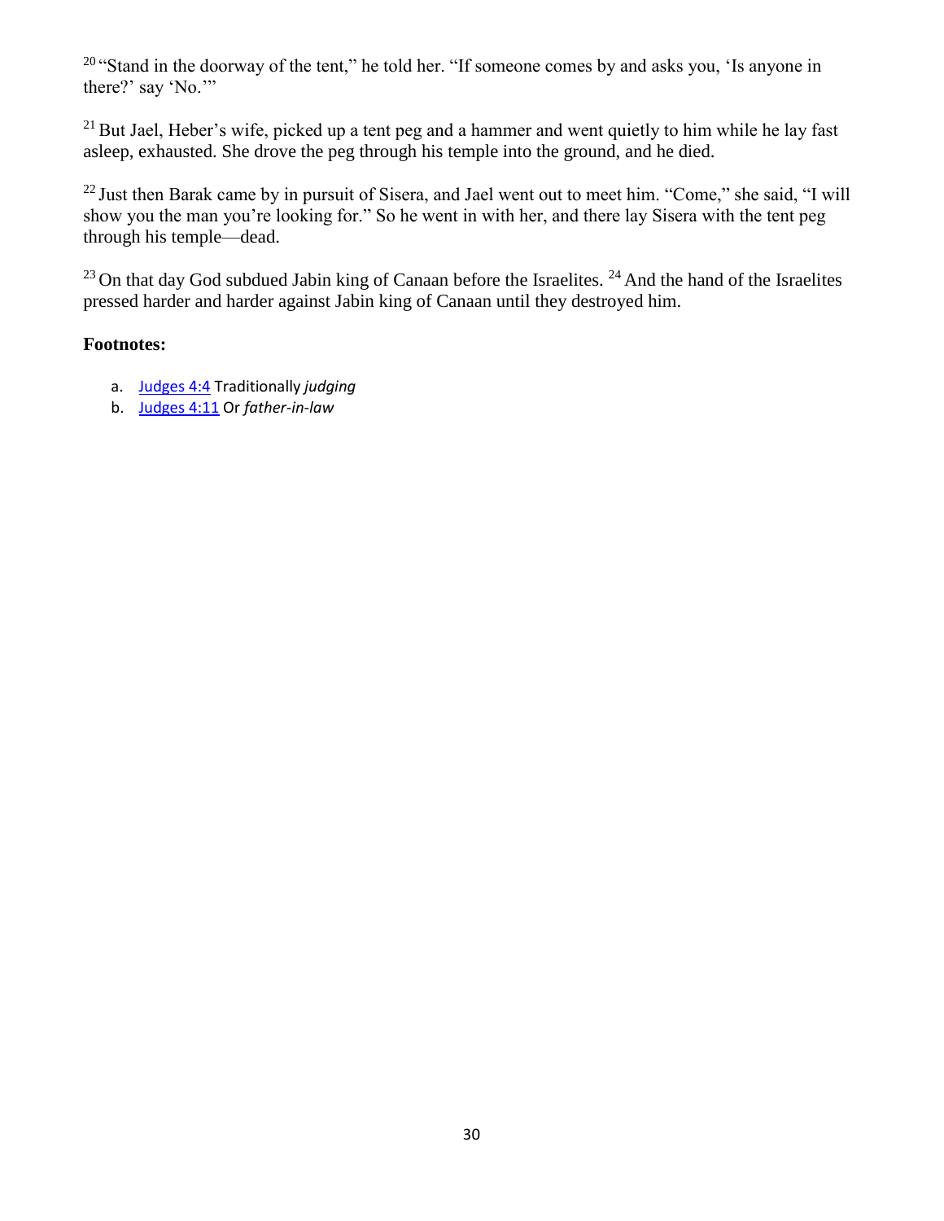[20] "Stand in the doorway of the tent," he told her. "If someone comes by and asks you, 'Is anyone in there?' say 'No.'"

[21] But Jael, Heber's wife, picked up a tent peg and a hammer and went quietly to him while he lay fast asleep, exhausted. She drove the peg through his temple into the ground, and he died.

[22] Just then Barak came by in pursuit of Sisera, and Jael went out to meet him. "Come," she said, "I will show you the man you're looking for." So he went in with her, and there lay Sisera with the tent peg through his temple—dead.

[23] On that day God subdued Jabin king of Canaan before the Israelites. [24] And the hand of the Israelites pressed harder and harder against Jabin king of Canaan until they destroyed him.

**Footnotes:**

a. Judges 4:4 Traditionally *judging*
b. Judges 4:11 Or *father-in-law*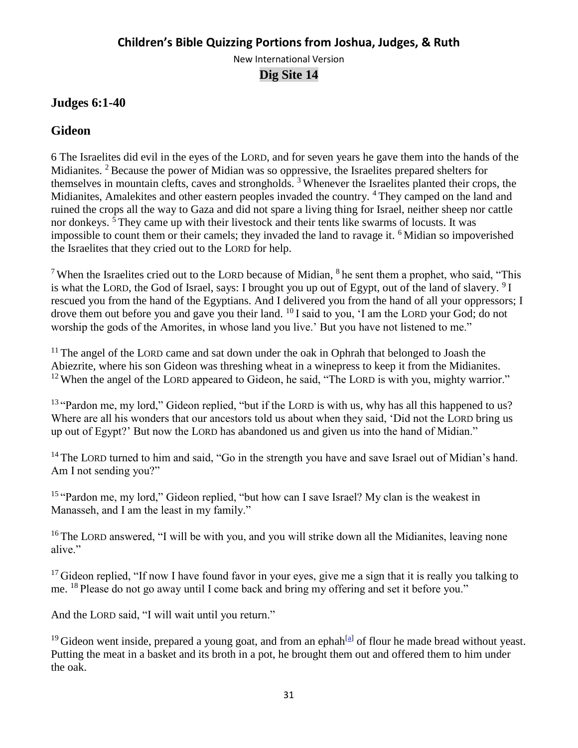## Children's Bible Quizzing Portions from Joshua, Judges, & Ruth

New International Version

**Dig Site 14**

### Judges 6:1-40

### Gideon

6 The Israelites did evil in the eyes of the LORD, and for seven years he gave them into the hands of the Midianites. [2] Because the power of Midian was so oppressive, the Israelites prepared shelters for themselves in mountain clefts, caves and strongholds. [3] Whenever the Israelites planted their crops, the Midianites, Amalekites and other eastern peoples invaded the country. [4] They camped on the land and ruined the crops all the way to Gaza and did not spare a living thing for Israel, neither sheep nor cattle nor donkeys. [5] They came up with their livestock and their tents like swarms of locusts. It was impossible to count them or their camels; they invaded the land to ravage it. [6] Midian so impoverished the Israelites that they cried out to the LORD for help.

[7] When the Israelites cried out to the LORD because of Midian, [8] he sent them a prophet, who said, "This is what the LORD, the God of Israel, says: I brought you up out of Egypt, out of the land of slavery. [9] I rescued you from the hand of the Egyptians. And I delivered you from the hand of all your oppressors; I drove them out before you and gave you their land. [10] I said to you, 'I am the LORD your God; do not worship the gods of the Amorites, in whose land you live.' But you have not listened to me."

[11] The angel of the LORD came and sat down under the oak in Ophrah that belonged to Joash the Abiezrite, where his son Gideon was threshing wheat in a winepress to keep it from the Midianites. [12] When the angel of the LORD appeared to Gideon, he said, "The LORD is with you, mighty warrior."

[13] "Pardon me, my lord," Gideon replied, "but if the LORD is with us, why has all this happened to us? Where are all his wonders that our ancestors told us about when they said, 'Did not the LORD bring us up out of Egypt?' But now the LORD has abandoned us and given us into the hand of Midian."

[14] The LORD turned to him and said, "Go in the strength you have and save Israel out of Midian's hand. Am I not sending you?"

[15] "Pardon me, my lord," Gideon replied, "but how can I save Israel? My clan is the weakest in Manasseh, and I am the least in my family."

[16] The LORD answered, "I will be with you, and you will strike down all the Midianites, leaving none alive."

[17] Gideon replied, "If now I have found favor in your eyes, give me a sign that it is really you talking to me. [18] Please do not go away until I come back and bring my offering and set it before you."

And the LORD said, "I will wait until you return."

[19] Gideon went inside, prepared a young goat, and from an ephah[a] of flour he made bread without yeast. Putting the meat in a basket and its broth in a pot, he brought them out and offered them to him under the oak.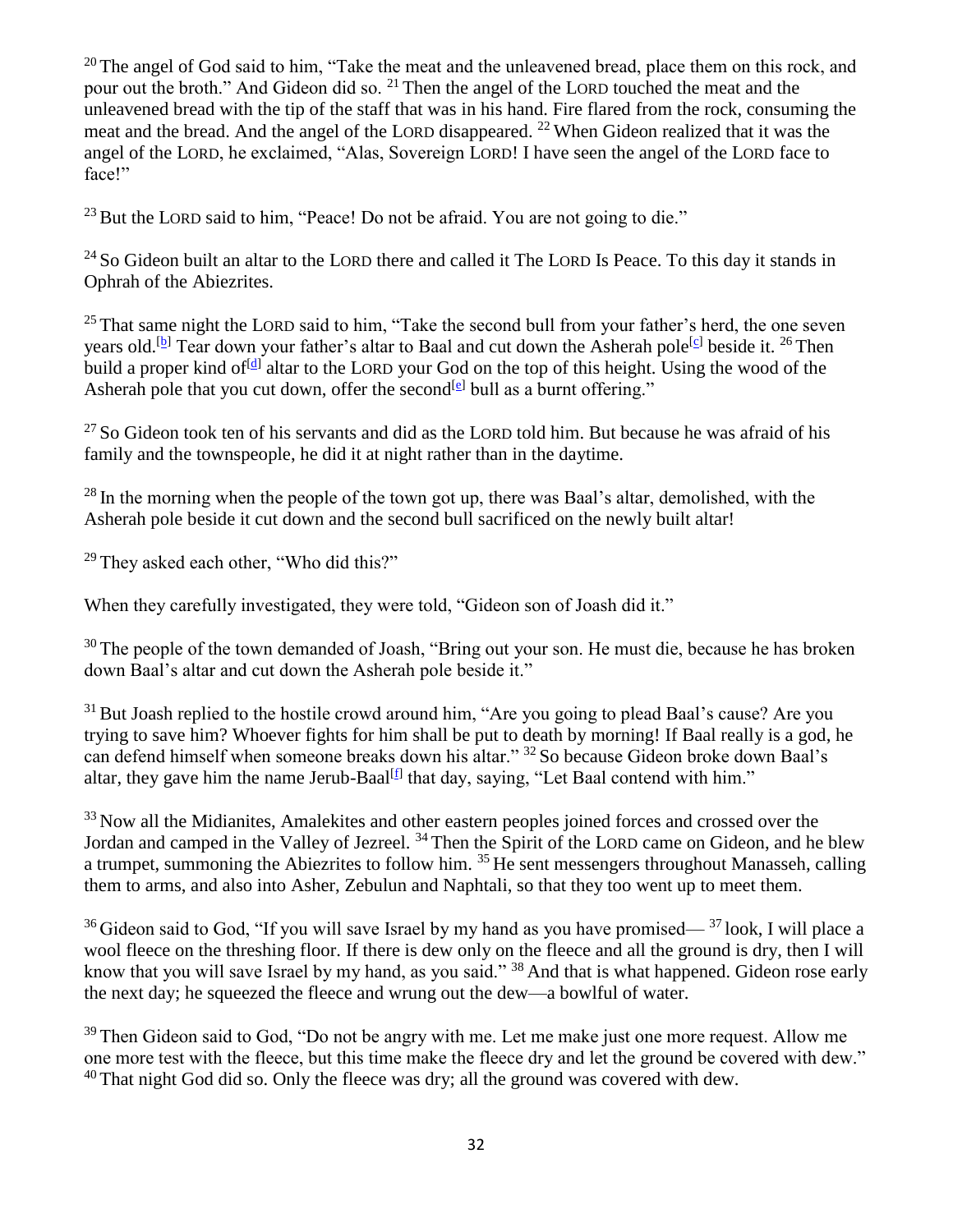[20] The angel of God said to him, "Take the meat and the unleavened bread, place them on this rock, and pour out the broth." And Gideon did so. [21] Then the angel of the LORD touched the meat and the unleavened bread with the tip of the staff that was in his hand. Fire flared from the rock, consuming the meat and the bread. And the angel of the LORD disappeared. [22] When Gideon realized that it was the angel of the LORD, he exclaimed, "Alas, Sovereign LORD! I have seen the angel of the LORD face to face!"

[23] But the LORD said to him, "Peace! Do not be afraid. You are not going to die."

[24] So Gideon built an altar to the LORD there and called it The LORD Is Peace. To this day it stands in Ophrah of the Abiezrites.

[25] That same night the LORD said to him, "Take the second bull from your father's herd, the one seven years old.[b] Tear down your father's altar to Baal and cut down the Asherah pole[c] beside it. [26] Then build a proper kind of[d] altar to the LORD your God on the top of this height. Using the wood of the Asherah pole that you cut down, offer the second[e] bull as a burnt offering."

[27] So Gideon took ten of his servants and did as the LORD told him. But because he was afraid of his family and the townspeople, he did it at night rather than in the daytime.

[28] In the morning when the people of the town got up, there was Baal's altar, demolished, with the Asherah pole beside it cut down and the second bull sacrificed on the newly built altar!

[29] They asked each other, "Who did this?"

When they carefully investigated, they were told, "Gideon son of Joash did it."

[30] The people of the town demanded of Joash, "Bring out your son. He must die, because he has broken down Baal's altar and cut down the Asherah pole beside it."

[31] But Joash replied to the hostile crowd around him, "Are you going to plead Baal's cause? Are you trying to save him? Whoever fights for him shall be put to death by morning! If Baal really is a god, he can defend himself when someone breaks down his altar." [32] So because Gideon broke down Baal's altar, they gave him the name Jerub-Baal[f] that day, saying, "Let Baal contend with him."

[33] Now all the Midianites, Amalekites and other eastern peoples joined forces and crossed over the Jordan and camped in the Valley of Jezreel. [34] Then the Spirit of the LORD came on Gideon, and he blew a trumpet, summoning the Abiezrites to follow him. [35] He sent messengers throughout Manasseh, calling them to arms, and also into Asher, Zebulun and Naphtali, so that they too went up to meet them.

[36] Gideon said to God, "If you will save Israel by my hand as you have promised— [37] look, I will place a wool fleece on the threshing floor. If there is dew only on the fleece and all the ground is dry, then I will know that you will save Israel by my hand, as you said." [38] And that is what happened. Gideon rose early the next day; he squeezed the fleece and wrung out the dew—a bowlful of water.

[39] Then Gideon said to God, "Do not be angry with me. Let me make just one more request. Allow me one more test with the fleece, but this time make the fleece dry and let the ground be covered with dew." [40] That night God did so. Only the fleece was dry; all the ground was covered with dew.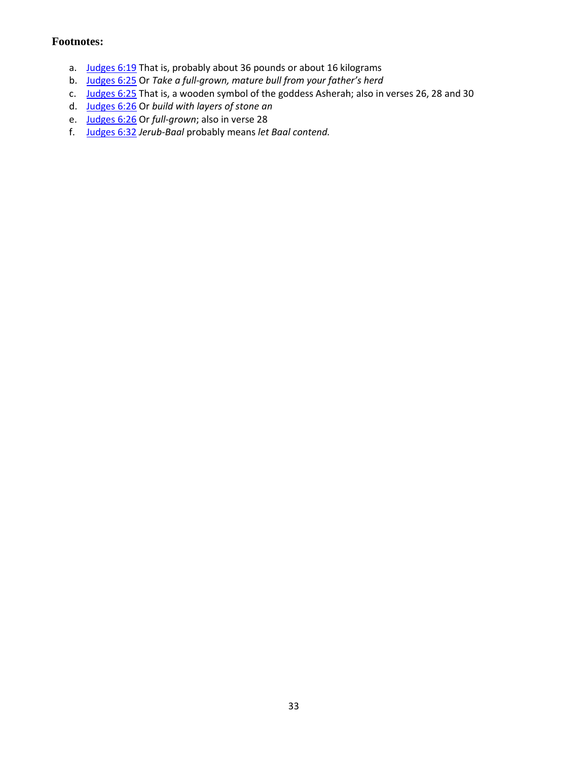### Footnotes:

a. Judges 6:19 That is, probably about 36 pounds or about 16 kilograms
b. Judges 6:25 Or *Take a full-grown, mature bull from your father's herd*
c. Judges 6:25 That is, a wooden symbol of the goddess Asherah; also in verses 26, 28 and 30
d. Judges 6:26 Or *build with layers of stone an*
e. Judges 6:26 Or *full-grown*; also in verse 28
f. Judges 6:32 *Jerub-Baal* probably means *let Baal contend.*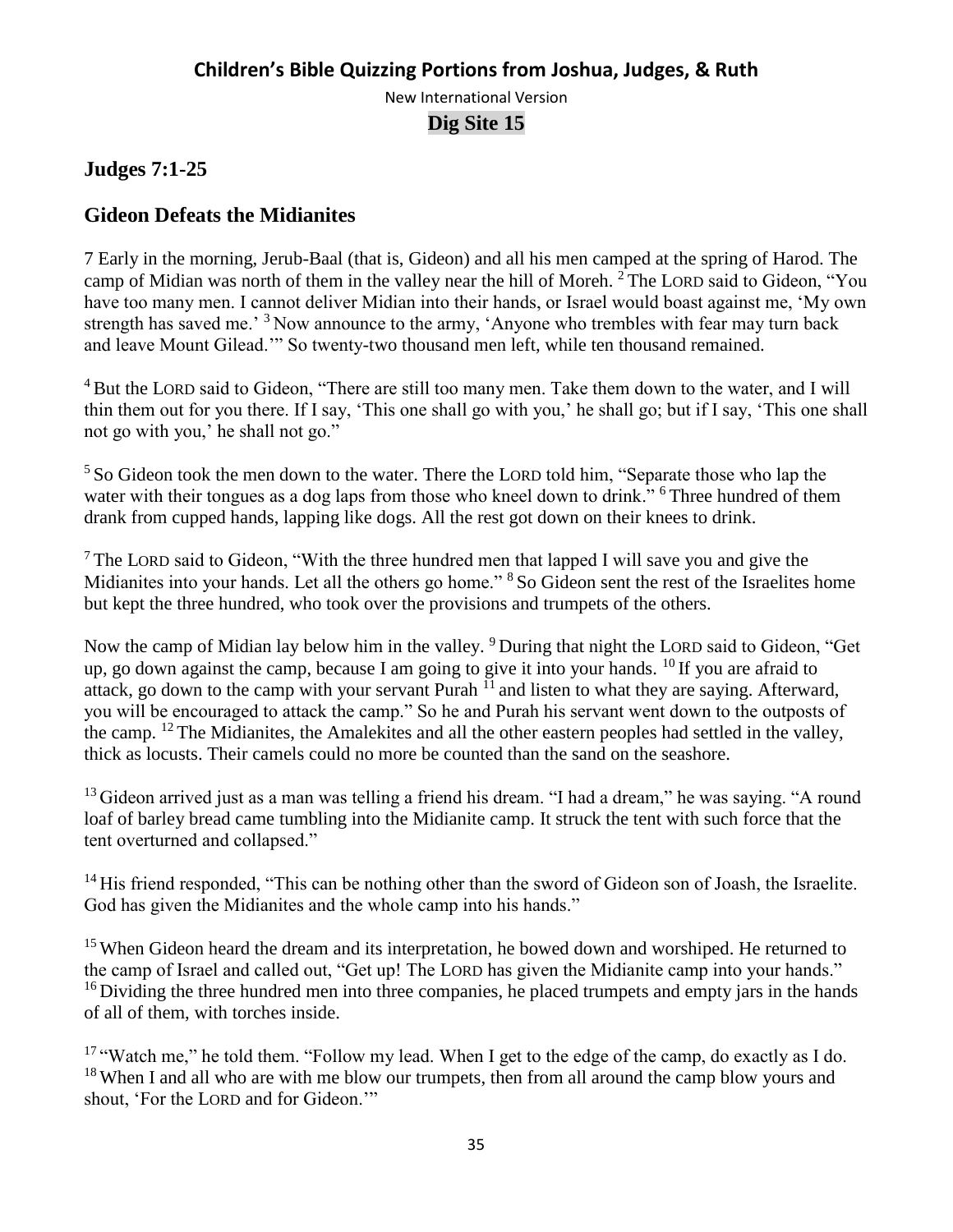# Children's Bible Quizzing Portions from Joshua, Judges, & Ruth

New International Version

**Dig Site 15**

## Judges 7:1-25

## Gideon Defeats the Midianites

7 Early in the morning, Jerub-Baal (that is, Gideon) and all his men camped at the spring of Harod. The camp of Midian was north of them in the valley near the hill of Moreh. [2] The LORD said to Gideon, "You have too many men. I cannot deliver Midian into their hands, or Israel would boast against me, 'My own strength has saved me.' [3] Now announce to the army, 'Anyone who trembles with fear may turn back and leave Mount Gilead.'" So twenty-two thousand men left, while ten thousand remained.

[4] But the LORD said to Gideon, "There are still too many men. Take them down to the water, and I will thin them out for you there. If I say, 'This one shall go with you,' he shall go; but if I say, 'This one shall not go with you,' he shall not go."

[5] So Gideon took the men down to the water. There the LORD told him, "Separate those who lap the water with their tongues as a dog laps from those who kneel down to drink." [6] Three hundred of them drank from cupped hands, lapping like dogs. All the rest got down on their knees to drink.

[7] The LORD said to Gideon, "With the three hundred men that lapped I will save you and give the Midianites into your hands. Let all the others go home." [8] So Gideon sent the rest of the Israelites home but kept the three hundred, who took over the provisions and trumpets of the others.

Now the camp of Midian lay below him in the valley. [9] During that night the LORD said to Gideon, "Get up, go down against the camp, because I am going to give it into your hands. [10] If you are afraid to attack, go down to the camp with your servant Purah [11] and listen to what they are saying. Afterward, you will be encouraged to attack the camp." So he and Purah his servant went down to the outposts of the camp. [12] The Midianites, the Amalekites and all the other eastern peoples had settled in the valley, thick as locusts. Their camels could no more be counted than the sand on the seashore.

[13] Gideon arrived just as a man was telling a friend his dream. "I had a dream," he was saying. "A round loaf of barley bread came tumbling into the Midianite camp. It struck the tent with such force that the tent overturned and collapsed."

[14] His friend responded, "This can be nothing other than the sword of Gideon son of Joash, the Israelite. God has given the Midianites and the whole camp into his hands."

[15] When Gideon heard the dream and its interpretation, he bowed down and worshiped. He returned to the camp of Israel and called out, "Get up! The LORD has given the Midianite camp into your hands." [16] Dividing the three hundred men into three companies, he placed trumpets and empty jars in the hands of all of them, with torches inside.

[17] "Watch me," he told them. "Follow my lead. When I get to the edge of the camp, do exactly as I do. [18] When I and all who are with me blow our trumpets, then from all around the camp blow yours and shout, 'For the LORD and for Gideon.'"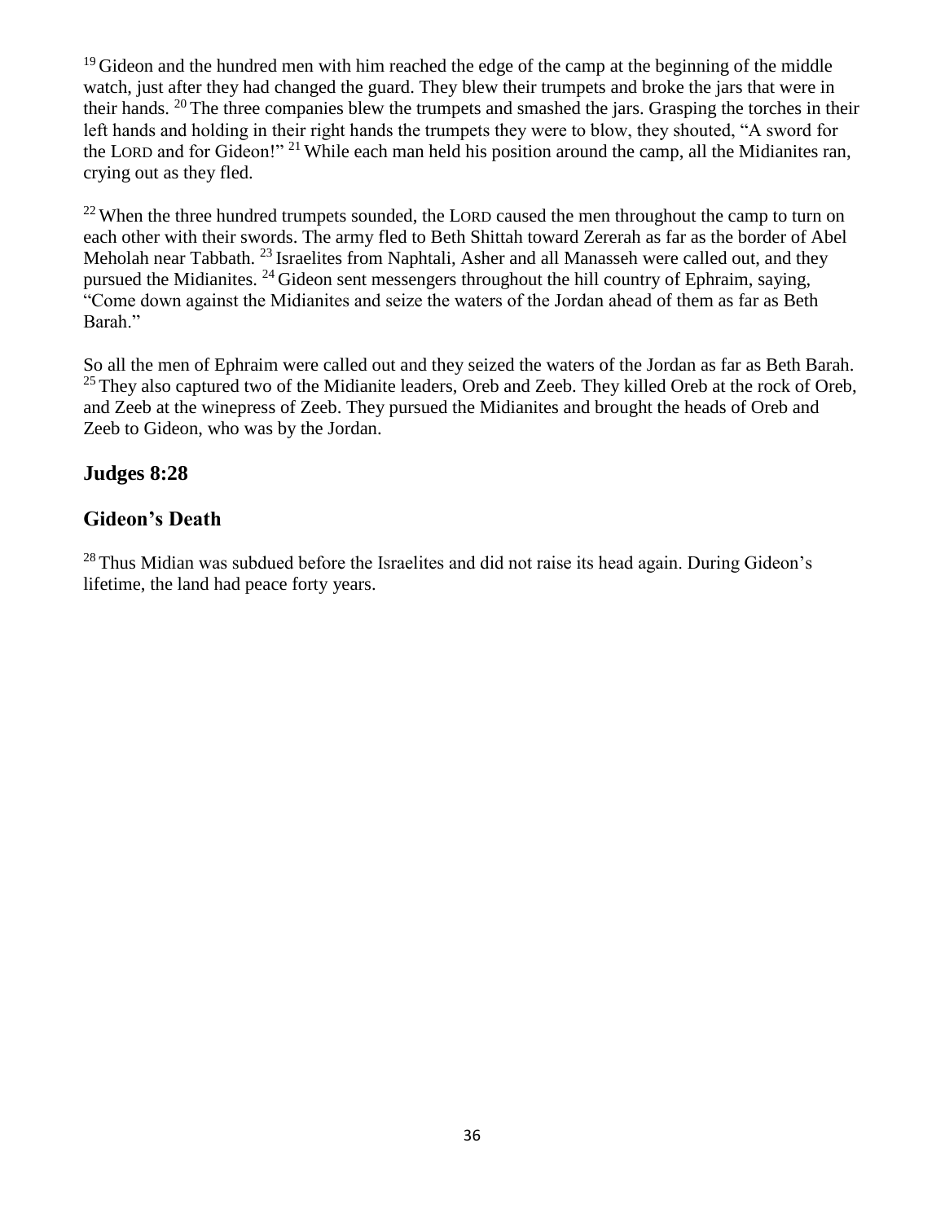[19] Gideon and the hundred men with him reached the edge of the camp at the beginning of the middle watch, just after they had changed the guard. They blew their trumpets and broke the jars that were in their hands. [20] The three companies blew the trumpets and smashed the jars. Grasping the torches in their left hands and holding in their right hands the trumpets they were to blow, they shouted, "A sword for the LORD and for Gideon!" [21] While each man held his position around the camp, all the Midianites ran, crying out as they fled.

[22] When the three hundred trumpets sounded, the LORD caused the men throughout the camp to turn on each other with their swords. The army fled to Beth Shittah toward Zererah as far as the border of Abel Meholah near Tabbath. [23] Israelites from Naphtali, Asher and all Manasseh were called out, and they pursued the Midianites. [24] Gideon sent messengers throughout the hill country of Ephraim, saying, "Come down against the Midianites and seize the waters of the Jordan ahead of them as far as Beth Barah."

So all the men of Ephraim were called out and they seized the waters of the Jordan as far as Beth Barah. [25] They also captured two of the Midianite leaders, Oreb and Zeeb. They killed Oreb at the rock of Oreb, and Zeeb at the winepress of Zeeb. They pursued the Midianites and brought the heads of Oreb and Zeeb to Gideon, who was by the Jordan.

## Judges 8:28

## Gideon's Death

[28] Thus Midian was subdued before the Israelites and did not raise its head again. During Gideon's lifetime, the land had peace forty years.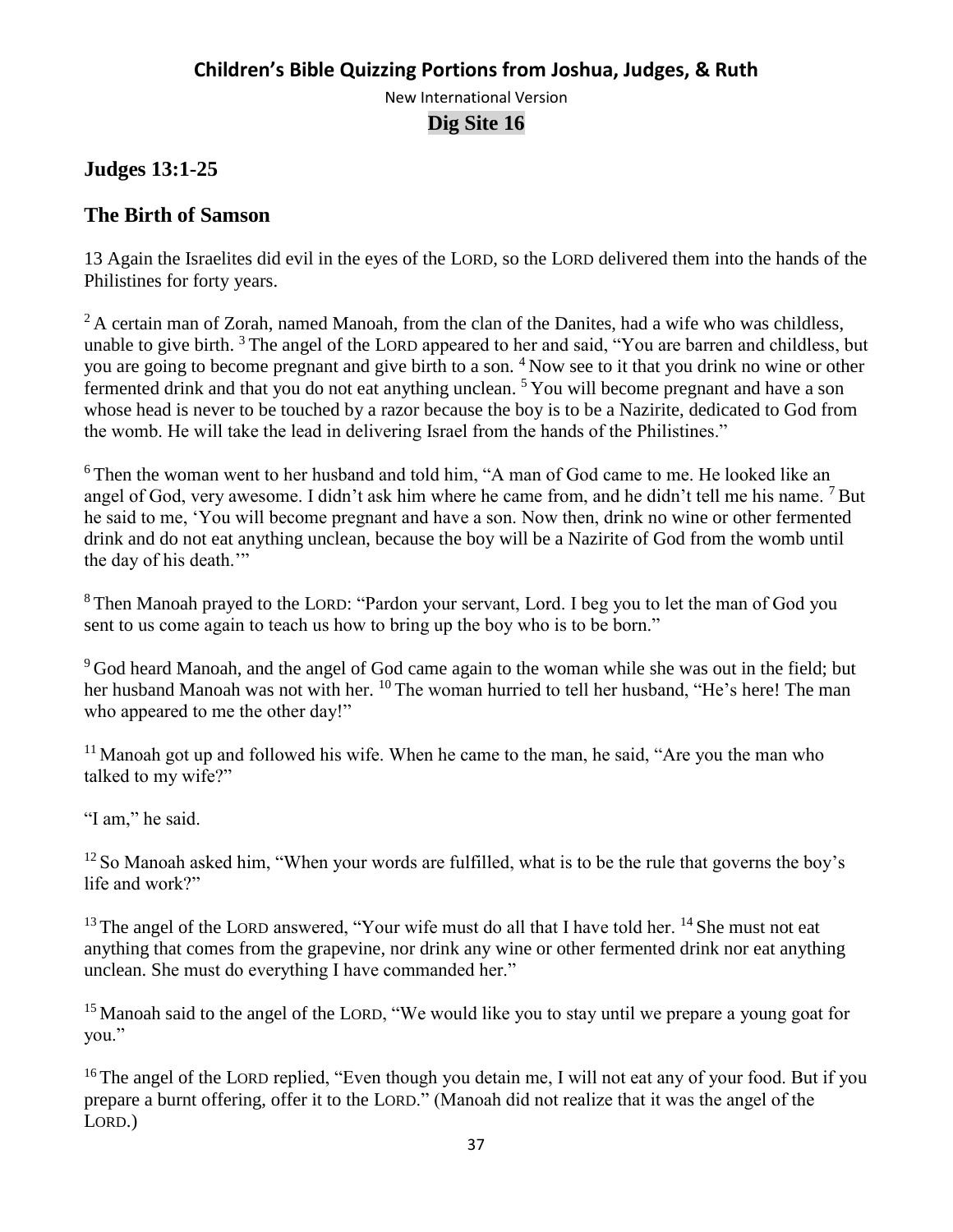# Children's Bible Quizzing Portions from Joshua, Judges, & Ruth

New International Version

**Dig Site 16**

## Judges 13:1-25

## The Birth of Samson

13 Again the Israelites did evil in the eyes of the LORD, so the LORD delivered them into the hands of the Philistines for forty years.

[2] A certain man of Zorah, named Manoah, from the clan of the Danites, had a wife who was childless, unable to give birth. [3] The angel of the LORD appeared to her and said, "You are barren and childless, but you are going to become pregnant and give birth to a son. [4] Now see to it that you drink no wine or other fermented drink and that you do not eat anything unclean. [5] You will become pregnant and have a son whose head is never to be touched by a razor because the boy is to be a Nazirite, dedicated to God from the womb. He will take the lead in delivering Israel from the hands of the Philistines."

[6] Then the woman went to her husband and told him, "A man of God came to me. He looked like an angel of God, very awesome. I didn't ask him where he came from, and he didn't tell me his name. [7] But he said to me, 'You will become pregnant and have a son. Now then, drink no wine or other fermented drink and do not eat anything unclean, because the boy will be a Nazirite of God from the womb until the day of his death.'"

[8] Then Manoah prayed to the LORD: "Pardon your servant, Lord. I beg you to let the man of God you sent to us come again to teach us how to bring up the boy who is to be born."

[9] God heard Manoah, and the angel of God came again to the woman while she was out in the field; but her husband Manoah was not with her. [10] The woman hurried to tell her husband, "He's here! The man who appeared to me the other day!"

[11] Manoah got up and followed his wife. When he came to the man, he said, "Are you the man who talked to my wife?"

"I am," he said.

[12] So Manoah asked him, "When your words are fulfilled, what is to be the rule that governs the boy's life and work?"

[13] The angel of the LORD answered, "Your wife must do all that I have told her. [14] She must not eat anything that comes from the grapevine, nor drink any wine or other fermented drink nor eat anything unclean. She must do everything I have commanded her."

[15] Manoah said to the angel of the LORD, "We would like you to stay until we prepare a young goat for you."

[16] The angel of the LORD replied, "Even though you detain me, I will not eat any of your food. But if you prepare a burnt offering, offer it to the LORD." (Manoah did not realize that it was the angel of the LORD.)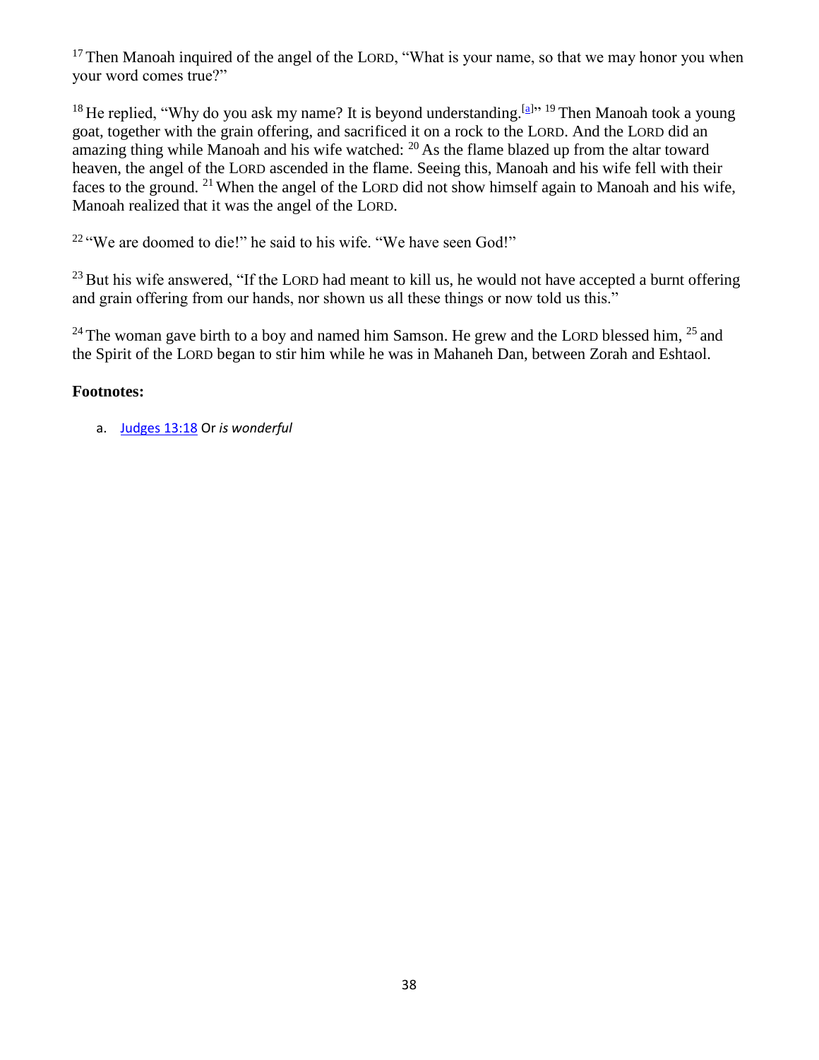[17] Then Manoah inquired of the angel of the LORD, "What is your name, so that we may honor you when your word comes true?"

[18] He replied, "Why do you ask my name? It is beyond understanding.[a]" [19] Then Manoah took a young goat, together with the grain offering, and sacrificed it on a rock to the LORD. And the LORD did an amazing thing while Manoah and his wife watched: [20] As the flame blazed up from the altar toward heaven, the angel of the LORD ascended in the flame. Seeing this, Manoah and his wife fell with their faces to the ground. [21] When the angel of the LORD did not show himself again to Manoah and his wife, Manoah realized that it was the angel of the LORD.

[22] "We are doomed to die!" he said to his wife. "We have seen God!"

[23] But his wife answered, "If the LORD had meant to kill us, he would not have accepted a burnt offering and grain offering from our hands, nor shown us all these things or now told us this."

[24] The woman gave birth to a boy and named him Samson. He grew and the LORD blessed him, [25] and the Spirit of the LORD began to stir him while he was in Mahaneh Dan, between Zorah and Eshtaol.

**Footnotes:**

a. Judges 13:18 Or *is wonderful*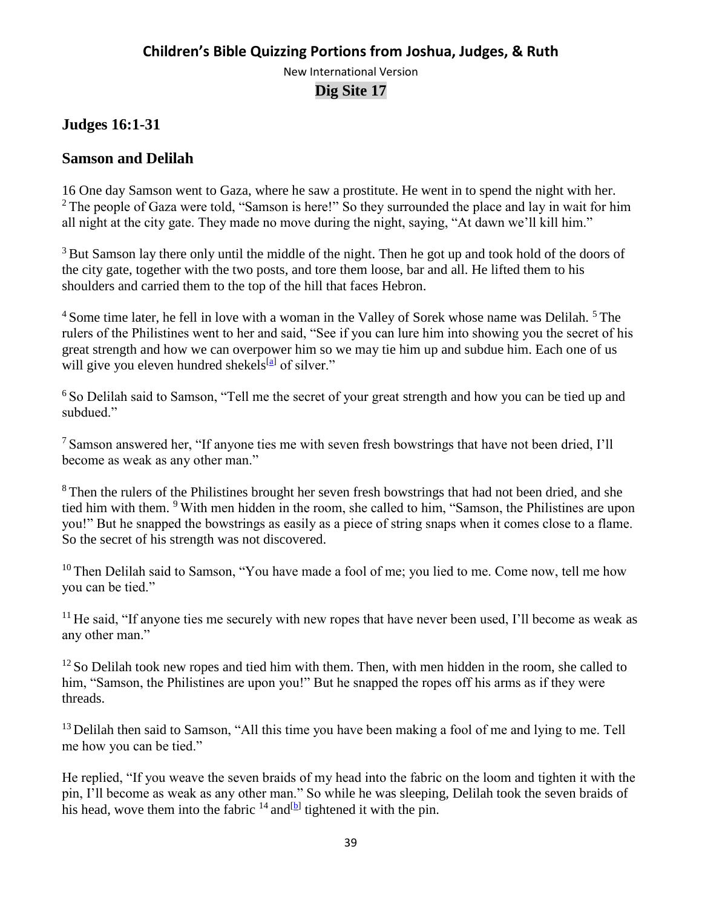# Children's Bible Quizzing Portions from Joshua, Judges, & Ruth

New International Version

**Dig Site 17**

## Judges 16:1-31

## Samson and Delilah

16 One day Samson went to Gaza, where he saw a prostitute. He went in to spend the night with her. [2] The people of Gaza were told, "Samson is here!" So they surrounded the place and lay in wait for him all night at the city gate. They made no move during the night, saying, "At dawn we'll kill him."

[3] But Samson lay there only until the middle of the night. Then he got up and took hold of the doors of the city gate, together with the two posts, and tore them loose, bar and all. He lifted them to his shoulders and carried them to the top of the hill that faces Hebron.

[4] Some time later, he fell in love with a woman in the Valley of Sorek whose name was Delilah. [5] The rulers of the Philistines went to her and said, "See if you can lure him into showing you the secret of his great strength and how we can overpower him so we may tie him up and subdue him. Each one of us will give you eleven hundred shekels[a] of silver."

[6] So Delilah said to Samson, "Tell me the secret of your great strength and how you can be tied up and subdued."

[7] Samson answered her, "If anyone ties me with seven fresh bowstrings that have not been dried, I'll become as weak as any other man."

[8] Then the rulers of the Philistines brought her seven fresh bowstrings that had not been dried, and she tied him with them. [9] With men hidden in the room, she called to him, "Samson, the Philistines are upon you!" But he snapped the bowstrings as easily as a piece of string snaps when it comes close to a flame. So the secret of his strength was not discovered.

[10] Then Delilah said to Samson, "You have made a fool of me; you lied to me. Come now, tell me how you can be tied."

[11] He said, "If anyone ties me securely with new ropes that have never been used, I'll become as weak as any other man."

[12] So Delilah took new ropes and tied him with them. Then, with men hidden in the room, she called to him, "Samson, the Philistines are upon you!" But he snapped the ropes off his arms as if they were threads.

[13] Delilah then said to Samson, "All this time you have been making a fool of me and lying to me. Tell me how you can be tied."

He replied, "If you weave the seven braids of my head into the fabric on the loom and tighten it with the pin, I'll become as weak as any other man." So while he was sleeping, Delilah took the seven braids of his head, wove them into the fabric [14] and[b] tightened it with the pin.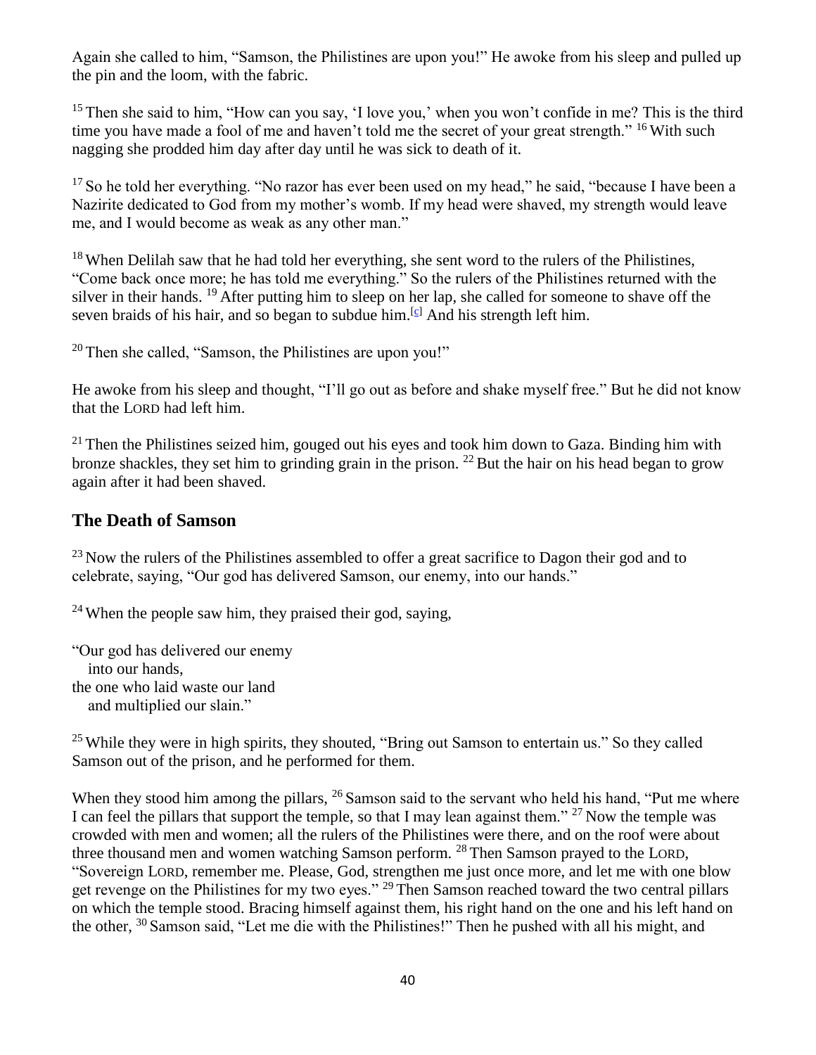Again she called to him, "Samson, the Philistines are upon you!" He awoke from his sleep and pulled up the pin and the loom, with the fabric.

[15] Then she said to him, "How can you say, 'I love you,' when you won't confide in me? This is the third time you have made a fool of me and haven't told me the secret of your great strength." [16] With such nagging she prodded him day after day until he was sick to death of it.

[17] So he told her everything. "No razor has ever been used on my head," he said, "because I have been a Nazirite dedicated to God from my mother's womb. If my head were shaved, my strength would leave me, and I would become as weak as any other man."

[18] When Delilah saw that he had told her everything, she sent word to the rulers of the Philistines, "Come back once more; he has told me everything." So the rulers of the Philistines returned with the silver in their hands. [19] After putting him to sleep on her lap, she called for someone to shave off the seven braids of his hair, and so began to subdue him.[c] And his strength left him.

[20] Then she called, "Samson, the Philistines are upon you!"

He awoke from his sleep and thought, "I'll go out as before and shake myself free." But he did not know that the LORD had left him.

[21] Then the Philistines seized him, gouged out his eyes and took him down to Gaza. Binding him with bronze shackles, they set him to grinding grain in the prison. [22] But the hair on his head began to grow again after it had been shaved.

## The Death of Samson

[23] Now the rulers of the Philistines assembled to offer a great sacrifice to Dagon their god and to celebrate, saying, "Our god has delivered Samson, our enemy, into our hands."

[24] When the people saw him, they praised their god, saying,

"Our god has delivered our enemy
   into our hands,
the one who laid waste our land
   and multiplied our slain."

[25] While they were in high spirits, they shouted, "Bring out Samson to entertain us." So they called Samson out of the prison, and he performed for them.

When they stood him among the pillars, [26] Samson said to the servant who held his hand, "Put me where I can feel the pillars that support the temple, so that I may lean against them." [27] Now the temple was crowded with men and women; all the rulers of the Philistines were there, and on the roof were about three thousand men and women watching Samson perform. [28] Then Samson prayed to the LORD, "Sovereign LORD, remember me. Please, God, strengthen me just once more, and let me with one blow get revenge on the Philistines for my two eyes." [29] Then Samson reached toward the two central pillars on which the temple stood. Bracing himself against them, his right hand on the one and his left hand on the other, [30] Samson said, "Let me die with the Philistines!" Then he pushed with all his might, and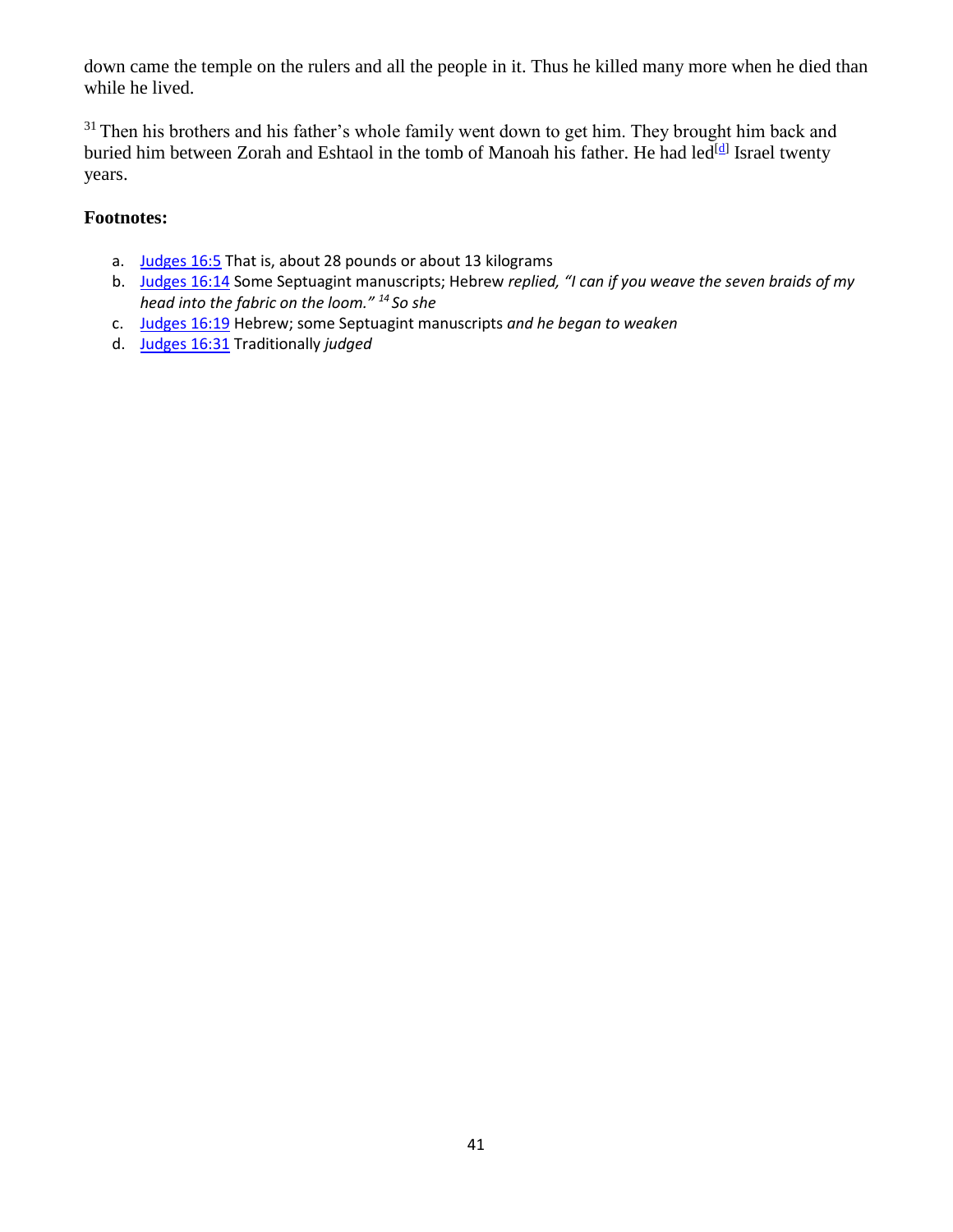down came the temple on the rulers and all the people in it. Thus he killed many more when he died than while he lived.

[31] Then his brothers and his father's whole family went down to get him. They brought him back and buried him between Zorah and Eshtaol in the tomb of Manoah his father. He had led[d] Israel twenty years.

**Footnotes:**

a. Judges 16:5 That is, about 28 pounds or about 13 kilograms
b. Judges 16:14 Some Septuagint manuscripts; Hebrew *replied, "I can if you weave the seven braids of my head into the fabric on the loom."* [14] *So she*
c. Judges 16:19 Hebrew; some Septuagint manuscripts *and he began to weaken*
d. Judges 16:31 Traditionally *judged*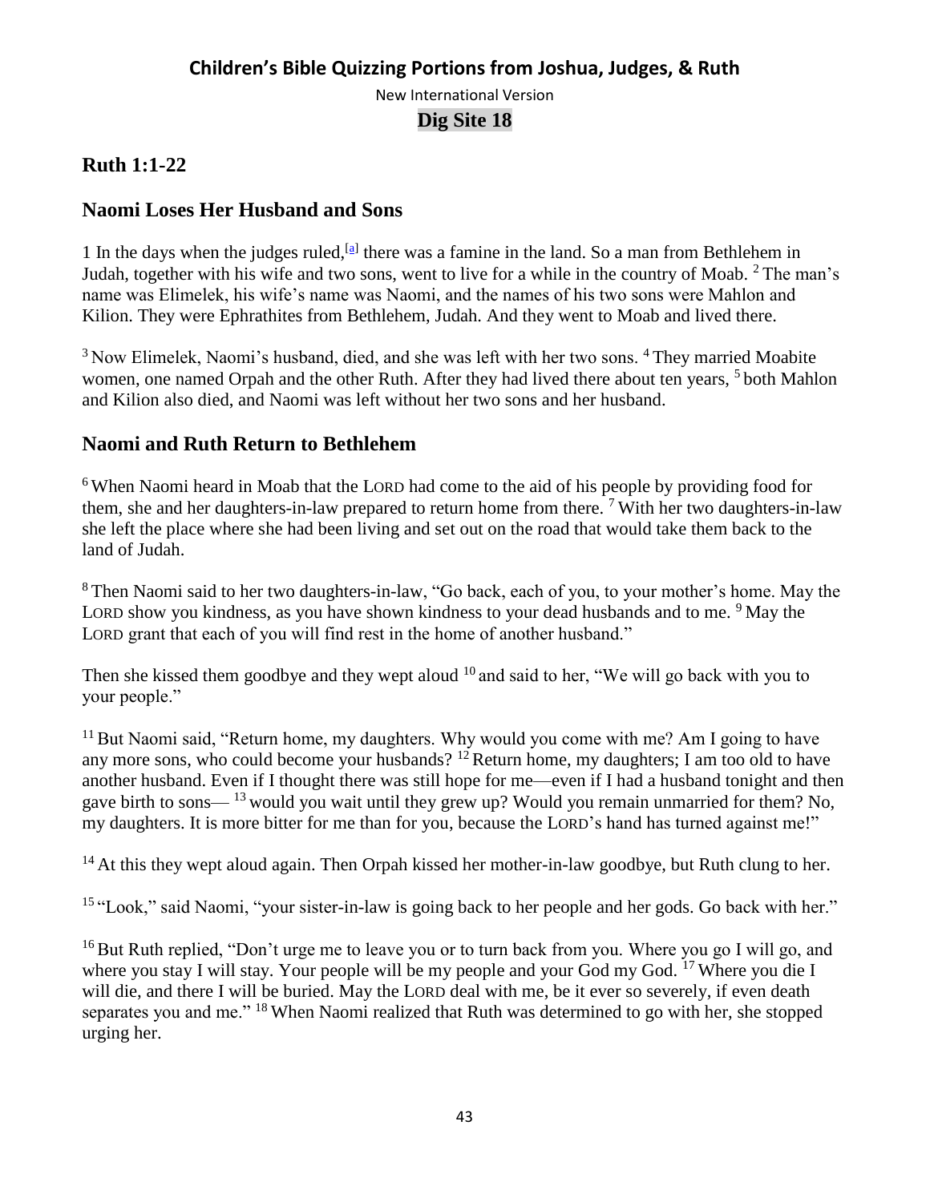# Children's Bible Quizzing Portions from Joshua, Judges, & Ruth

New International Version

**Dig Site 18**

## Ruth 1:1-22

### Naomi Loses Her Husband and Sons

1 In the days when the judges ruled,[a] there was a famine in the land. So a man from Bethlehem in Judah, together with his wife and two sons, went to live for a while in the country of Moab. 2 The man's name was Elimelek, his wife's name was Naomi, and the names of his two sons were Mahlon and Kilion. They were Ephrathites from Bethlehem, Judah. And they went to Moab and lived there.

3 Now Elimelek, Naomi's husband, died, and she was left with her two sons. 4 They married Moabite women, one named Orpah and the other Ruth. After they had lived there about ten years, 5 both Mahlon and Kilion also died, and Naomi was left without her two sons and her husband.

### Naomi and Ruth Return to Bethlehem

6 When Naomi heard in Moab that the LORD had come to the aid of his people by providing food for them, she and her daughters-in-law prepared to return home from there. 7 With her two daughters-in-law she left the place where she had been living and set out on the road that would take them back to the land of Judah.

8 Then Naomi said to her two daughters-in-law, "Go back, each of you, to your mother's home. May the LORD show you kindness, as you have shown kindness to your dead husbands and to me. 9 May the LORD grant that each of you will find rest in the home of another husband."

Then she kissed them goodbye and they wept aloud 10 and said to her, "We will go back with you to your people."

11 But Naomi said, "Return home, my daughters. Why would you come with me? Am I going to have any more sons, who could become your husbands? 12 Return home, my daughters; I am too old to have another husband. Even if I thought there was still hope for me—even if I had a husband tonight and then gave birth to sons— 13 would you wait until they grew up? Would you remain unmarried for them? No, my daughters. It is more bitter for me than for you, because the LORD's hand has turned against me!"

14 At this they wept aloud again. Then Orpah kissed her mother-in-law goodbye, but Ruth clung to her.

15 "Look," said Naomi, "your sister-in-law is going back to her people and her gods. Go back with her."

16 But Ruth replied, "Don't urge me to leave you or to turn back from you. Where you go I will go, and where you stay I will stay. Your people will be my people and your God my God. 17 Where you die I will die, and there I will be buried. May the LORD deal with me, be it ever so severely, if even death separates you and me." 18 When Naomi realized that Ruth was determined to go with her, she stopped urging her.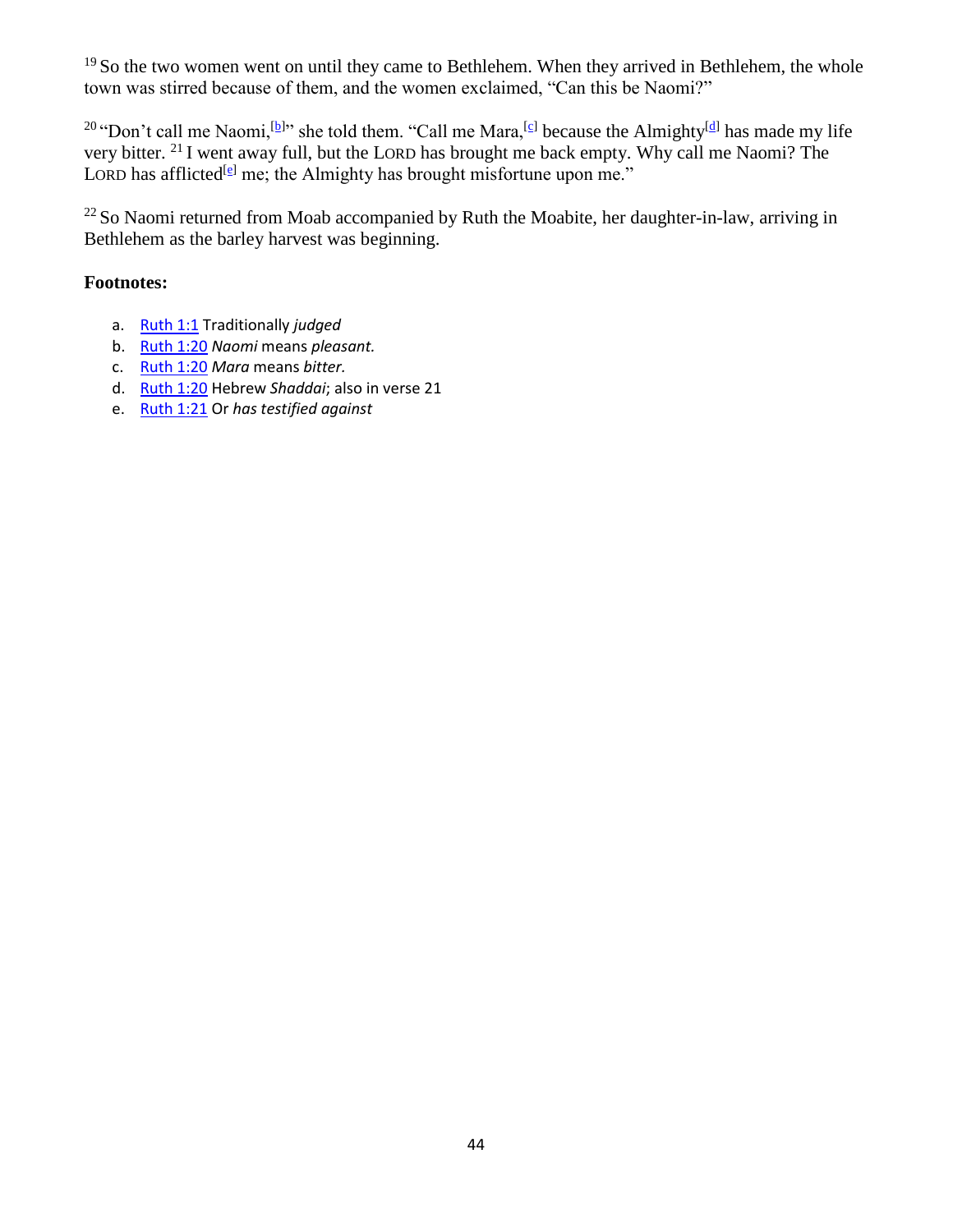[19] So the two women went on until they came to Bethlehem. When they arrived in Bethlehem, the whole town was stirred because of them, and the women exclaimed, “Can this be Naomi?”

[20] “Don’t call me Naomi,[b]” she told them. “Call me Mara,[c] because the Almighty[d] has made my life very bitter. [21] I went away full, but the LORD has brought me back empty. Why call me Naomi? The LORD has afflicted[e] me; the Almighty has brought misfortune upon me.”

[22] So Naomi returned from Moab accompanied by Ruth the Moabite, her daughter-in-law, arriving in Bethlehem as the barley harvest was beginning.

**Footnotes:**

a. Ruth 1:1 Traditionally *judged*
b. Ruth 1:20 *Naomi* means *pleasant.*
c. Ruth 1:20 *Mara* means *bitter.*
d. Ruth 1:20 Hebrew *Shaddai*; also in verse 21
e. Ruth 1:21 Or *has testified against*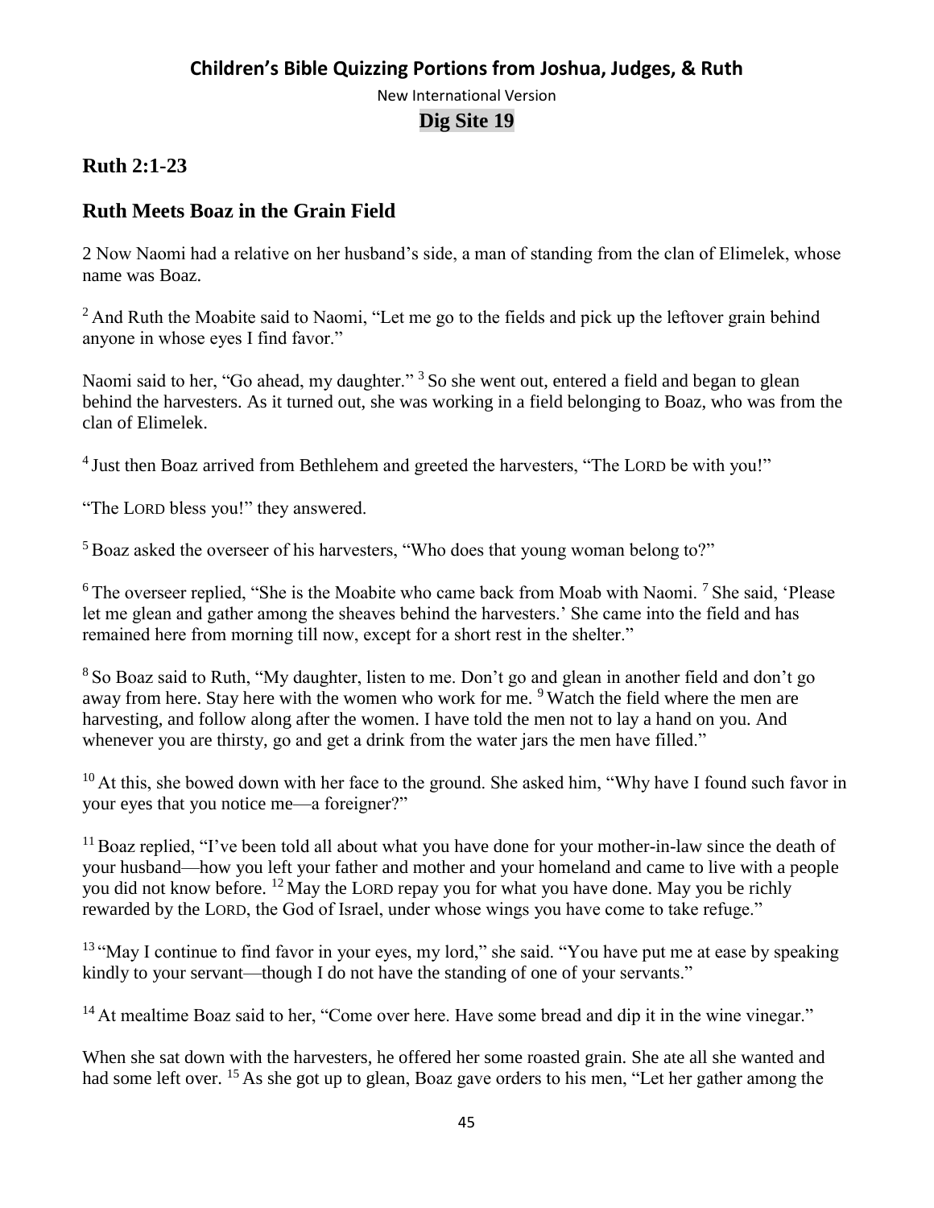# Children's Bible Quizzing Portions from Joshua, Judges, & Ruth

New International Version

**Dig Site 19**

## Ruth 2:1-23

## Ruth Meets Boaz in the Grain Field

2 Now Naomi had a relative on her husband's side, a man of standing from the clan of Elimelek, whose name was Boaz.

[2] And Ruth the Moabite said to Naomi, "Let me go to the fields and pick up the leftover grain behind anyone in whose eyes I find favor."

Naomi said to her, "Go ahead, my daughter." [3] So she went out, entered a field and began to glean behind the harvesters. As it turned out, she was working in a field belonging to Boaz, who was from the clan of Elimelek.

[4] Just then Boaz arrived from Bethlehem and greeted the harvesters, "The LORD be with you!"

"The LORD bless you!" they answered.

[5] Boaz asked the overseer of his harvesters, "Who does that young woman belong to?"

[6] The overseer replied, "She is the Moabite who came back from Moab with Naomi. [7] She said, 'Please let me glean and gather among the sheaves behind the harvesters.' She came into the field and has remained here from morning till now, except for a short rest in the shelter."

[8] So Boaz said to Ruth, "My daughter, listen to me. Don't go and glean in another field and don't go away from here. Stay here with the women who work for me. [9] Watch the field where the men are harvesting, and follow along after the women. I have told the men not to lay a hand on you. And whenever you are thirsty, go and get a drink from the water jars the men have filled."

[10] At this, she bowed down with her face to the ground. She asked him, "Why have I found such favor in your eyes that you notice me—a foreigner?"

[11] Boaz replied, "I've been told all about what you have done for your mother-in-law since the death of your husband—how you left your father and mother and your homeland and came to live with a people you did not know before. [12] May the LORD repay you for what you have done. May you be richly rewarded by the LORD, the God of Israel, under whose wings you have come to take refuge."

[13] "May I continue to find favor in your eyes, my lord," she said. "You have put me at ease by speaking kindly to your servant—though I do not have the standing of one of your servants."

[14] At mealtime Boaz said to her, "Come over here. Have some bread and dip it in the wine vinegar."

When she sat down with the harvesters, he offered her some roasted grain. She ate all she wanted and had some left over. [15] As she got up to glean, Boaz gave orders to his men, "Let her gather among the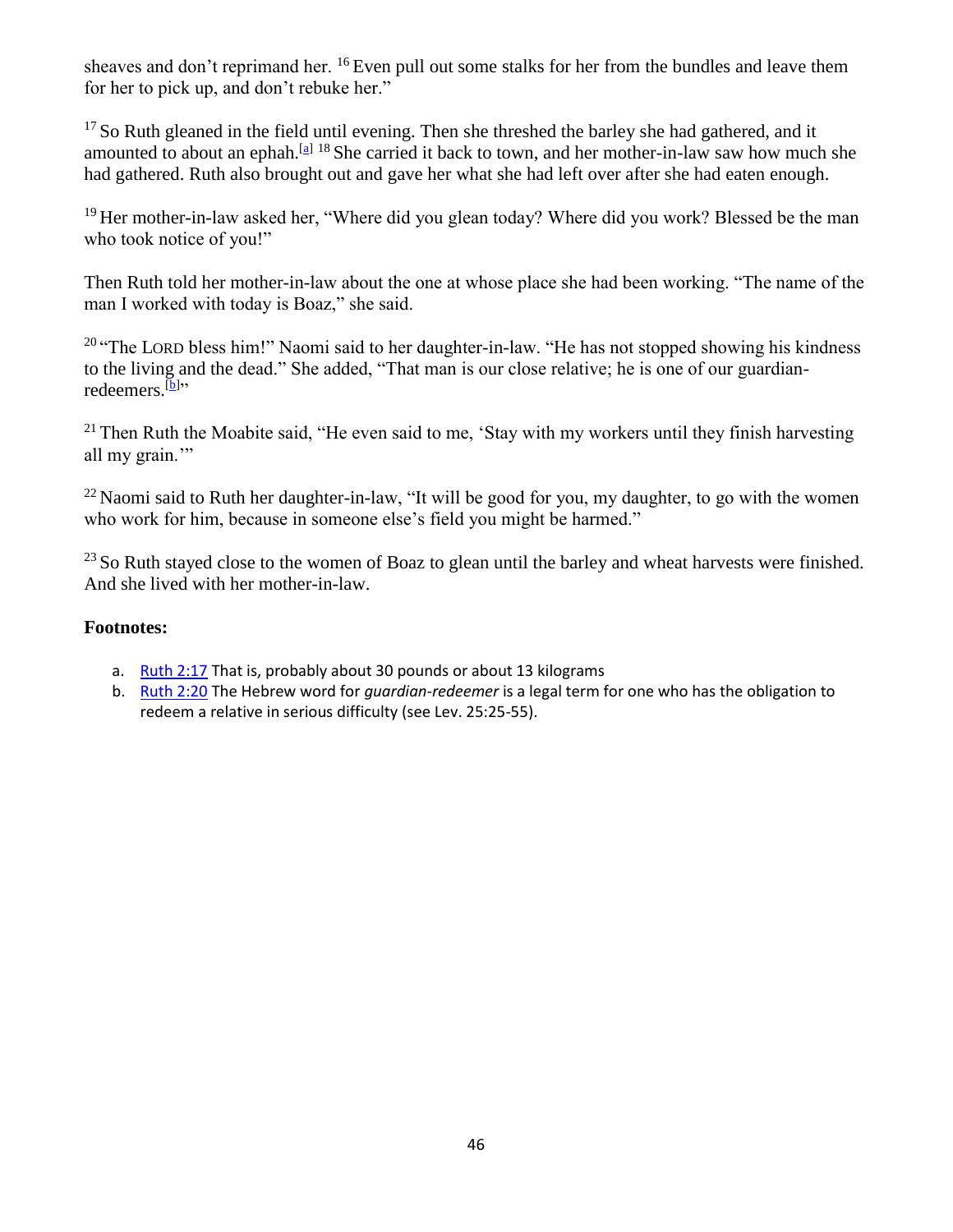sheaves and don't reprimand her. [16] Even pull out some stalks for her from the bundles and leave them for her to pick up, and don't rebuke her."

[17] So Ruth gleaned in the field until evening. Then she threshed the barley she had gathered, and it amounted to about an ephah.[a] [18] She carried it back to town, and her mother-in-law saw how much she had gathered. Ruth also brought out and gave her what she had left over after she had eaten enough.

[19] Her mother-in-law asked her, "Where did you glean today? Where did you work? Blessed be the man who took notice of you!"

Then Ruth told her mother-in-law about the one at whose place she had been working. "The name of the man I worked with today is Boaz," she said.

[20] "The LORD bless him!" Naomi said to her daughter-in-law. "He has not stopped showing his kindness to the living and the dead." She added, "That man is our close relative; he is one of our guardian-redeemers.[b]"

[21] Then Ruth the Moabite said, "He even said to me, 'Stay with my workers until they finish harvesting all my grain.'"

[22] Naomi said to Ruth her daughter-in-law, "It will be good for you, my daughter, to go with the women who work for him, because in someone else's field you might be harmed."

[23] So Ruth stayed close to the women of Boaz to glean until the barley and wheat harvests were finished. And she lived with her mother-in-law.

**Footnotes:**

a. Ruth 2:17 That is, probably about 30 pounds or about 13 kilograms
b. Ruth 2:20 The Hebrew word for *guardian-redeemer* is a legal term for one who has the obligation to redeem a relative in serious difficulty (see Lev. 25:25-55).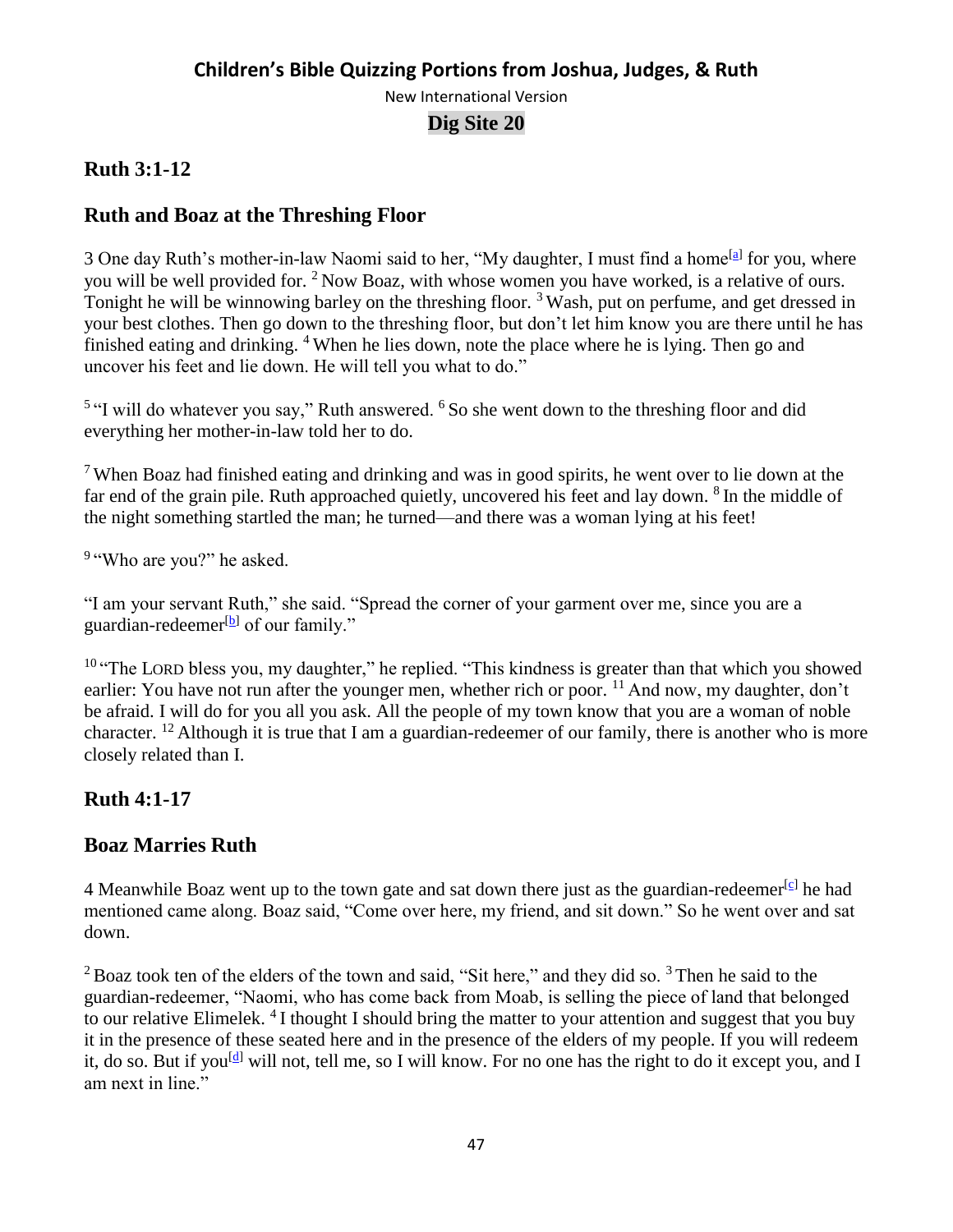## Children's Bible Quizzing Portions from Joshua, Judges, & Ruth

New International Version

**Dig Site 20**

### Ruth 3:1-12

### Ruth and Boaz at the Threshing Floor

3 One day Ruth's mother-in-law Naomi said to her, "My daughter, I must find a home[a] for you, where you will be well provided for. [2] Now Boaz, with whose women you have worked, is a relative of ours. Tonight he will be winnowing barley on the threshing floor. [3] Wash, put on perfume, and get dressed in your best clothes. Then go down to the threshing floor, but don't let him know you are there until he has finished eating and drinking. [4] When he lies down, note the place where he is lying. Then go and uncover his feet and lie down. He will tell you what to do."

[5] "I will do whatever you say," Ruth answered. [6] So she went down to the threshing floor and did everything her mother-in-law told her to do.

[7] When Boaz had finished eating and drinking and was in good spirits, he went over to lie down at the far end of the grain pile. Ruth approached quietly, uncovered his feet and lay down. [8] In the middle of the night something startled the man; he turned—and there was a woman lying at his feet!

[9] "Who are you?" he asked.

"I am your servant Ruth," she said. "Spread the corner of your garment over me, since you are a guardian-redeemer[b] of our family."

[10] "The LORD bless you, my daughter," he replied. "This kindness is greater than that which you showed earlier: You have not run after the younger men, whether rich or poor. [11] And now, my daughter, don't be afraid. I will do for you all you ask. All the people of my town know that you are a woman of noble character. [12] Although it is true that I am a guardian-redeemer of our family, there is another who is more closely related than I.

### Ruth 4:1-17

### Boaz Marries Ruth

4 Meanwhile Boaz went up to the town gate and sat down there just as the guardian-redeemer[c] he had mentioned came along. Boaz said, "Come over here, my friend, and sit down." So he went over and sat down.

[2] Boaz took ten of the elders of the town and said, "Sit here," and they did so. [3] Then he said to the guardian-redeemer, "Naomi, who has come back from Moab, is selling the piece of land that belonged to our relative Elimelek. [4] I thought I should bring the matter to your attention and suggest that you buy it in the presence of these seated here and in the presence of the elders of my people. If you will redeem it, do so. But if you[d] will not, tell me, so I will know. For no one has the right to do it except you, and I am next in line."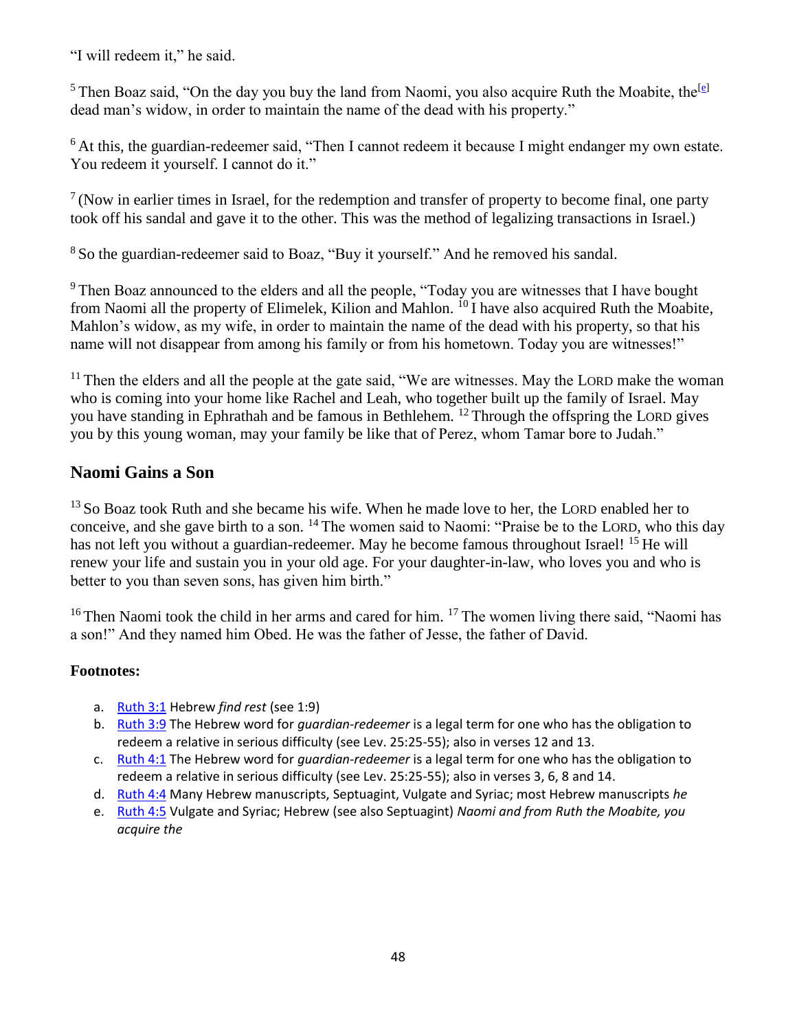"I will redeem it," he said.

[5] Then Boaz said, "On the day you buy the land from Naomi, you also acquire Ruth the Moabite, the[e] dead man's widow, in order to maintain the name of the dead with his property."

[6] At this, the guardian-redeemer said, "Then I cannot redeem it because I might endanger my own estate. You redeem it yourself. I cannot do it."

[7] (Now in earlier times in Israel, for the redemption and transfer of property to become final, one party took off his sandal and gave it to the other. This was the method of legalizing transactions in Israel.)

[8] So the guardian-redeemer said to Boaz, "Buy it yourself." And he removed his sandal.

[9] Then Boaz announced to the elders and all the people, "Today you are witnesses that I have bought from Naomi all the property of Elimelek, Kilion and Mahlon. [10] I have also acquired Ruth the Moabite, Mahlon's widow, as my wife, in order to maintain the name of the dead with his property, so that his name will not disappear from among his family or from his hometown. Today you are witnesses!"

[11] Then the elders and all the people at the gate said, "We are witnesses. May the LORD make the woman who is coming into your home like Rachel and Leah, who together built up the family of Israel. May you have standing in Ephrathah and be famous in Bethlehem. [12] Through the offspring the LORD gives you by this young woman, may your family be like that of Perez, whom Tamar bore to Judah."

## Naomi Gains a Son

[13] So Boaz took Ruth and she became his wife. When he made love to her, the LORD enabled her to conceive, and she gave birth to a son. [14] The women said to Naomi: "Praise be to the LORD, who this day has not left you without a guardian-redeemer. May he become famous throughout Israel! [15] He will renew your life and sustain you in your old age. For your daughter-in-law, who loves you and who is better to you than seven sons, has given him birth."

[16] Then Naomi took the child in her arms and cared for him. [17] The women living there said, "Naomi has a son!" And they named him Obed. He was the father of Jesse, the father of David.

**Footnotes:**

a. Ruth 3:1 Hebrew *find rest* (see 1:9)
b. Ruth 3:9 The Hebrew word for *guardian-redeemer* is a legal term for one who has the obligation to redeem a relative in serious difficulty (see Lev. 25:25-55); also in verses 12 and 13.
c. Ruth 4:1 The Hebrew word for *guardian-redeemer* is a legal term for one who has the obligation to redeem a relative in serious difficulty (see Lev. 25:25-55); also in verses 3, 6, 8 and 14.
d. Ruth 4:4 Many Hebrew manuscripts, Septuagint, Vulgate and Syriac; most Hebrew manuscripts *he*
e. Ruth 4:5 Vulgate and Syriac; Hebrew (see also Septuagint) *Naomi and from Ruth the Moabite, you acquire the*